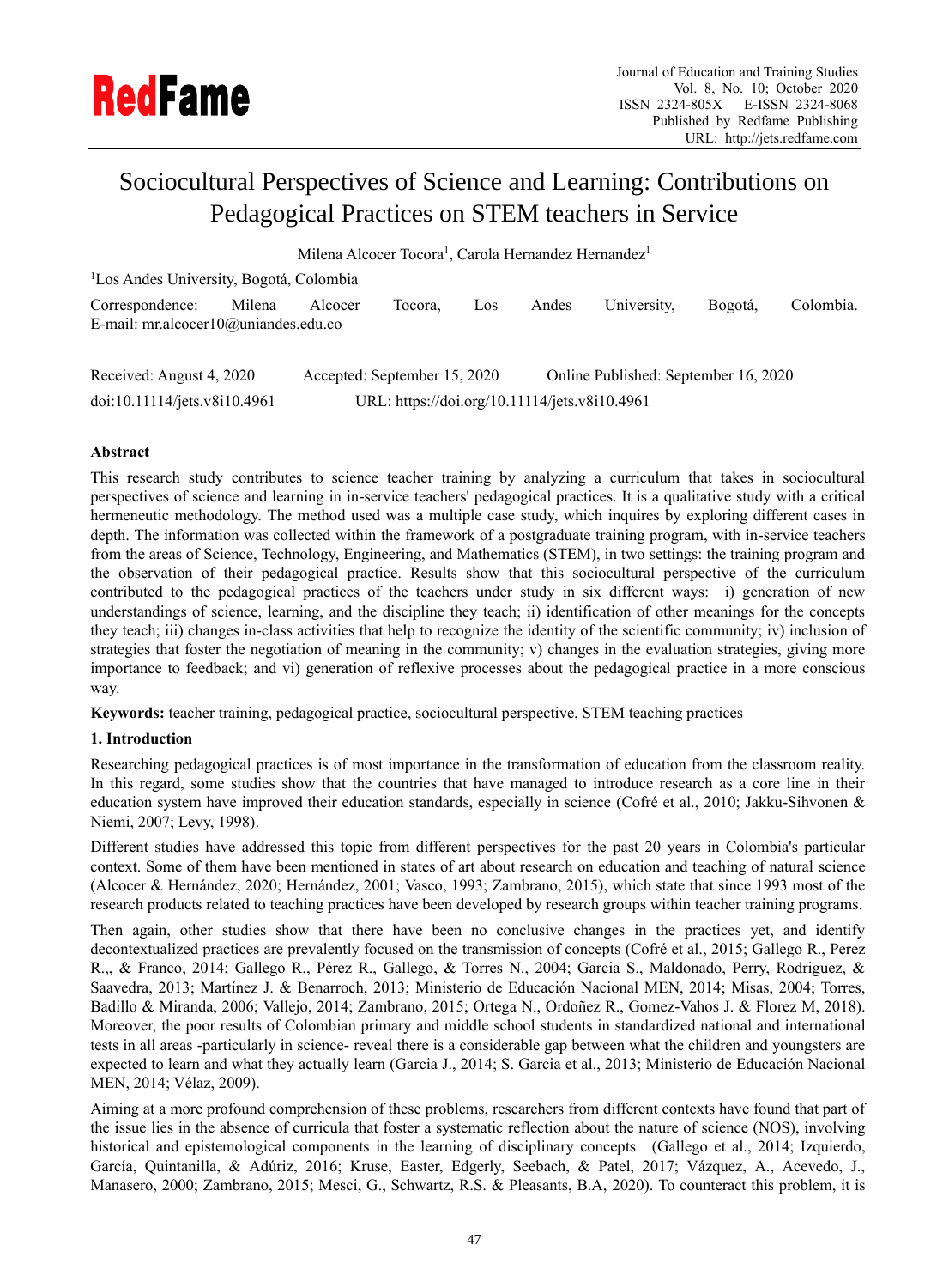# Sociocultural Perspectives of Science and Learning: Contributions on Pedagogical Practices on STEM teachers in Service

Milena Alcocer Tocora[1], Carola Hernandez Hernandez[1]

[1]Los Andes University, Bogotá, Colombia

Correspondence: Milena Alcocer Tocora, Los Andes University, Bogotá, Colombia. E-mail: mr.alcocer10@uniandes.edu.co

Received: August 4, 2020 Accepted: September 15, 2020 Online Published: September 16, 2020

doi:10.11114/jets.v8i10.4961 URL: https://doi.org/10.11114/jets.v8i10.4961

## Abstract

This research study contributes to science teacher training by analyzing a curriculum that takes in sociocultural perspectives of science and learning in in-service teachers' pedagogical practices. It is a qualitative study with a critical hermeneutic methodology. The method used was a multiple case study, which inquires by exploring different cases in depth. The information was collected within the framework of a postgraduate training program, with in-service teachers from the areas of Science, Technology, Engineering, and Mathematics (STEM), in two settings: the training program and the observation of their pedagogical practice. Results show that this sociocultural perspective of the curriculum contributed to the pedagogical practices of the teachers under study in six different ways: i) generation of new understandings of science, learning, and the discipline they teach; ii) identification of other meanings for the concepts they teach; iii) changes in-class activities that help to recognize the identity of the scientific community; iv) inclusion of strategies that foster the negotiation of meaning in the community; v) changes in the evaluation strategies, giving more importance to feedback; and vi) generation of reflexive processes about the pedagogical practice in a more conscious way.

**Keywords:** teacher training, pedagogical practice, sociocultural perspective, STEM teaching practices

## 1. Introduction

Researching pedagogical practices is of most importance in the transformation of education from the classroom reality. In this regard, some studies show that the countries that have managed to introduce research as a core line in their education system have improved their education standards, especially in science (Cofré et al., 2010; Jakku-Sihvonen & Niemi, 2007; Levy, 1998).

Different studies have addressed this topic from different perspectives for the past 20 years in Colombia's particular context. Some of them have been mentioned in states of art about research on education and teaching of natural science (Alcocer & Hernández, 2020; Hernández, 2001; Vasco, 1993; Zambrano, 2015), which state that since 1993 most of the research products related to teaching practices have been developed by research groups within teacher training programs.

Then again, other studies show that there have been no conclusive changes in the practices yet, and identify decontextualized practices are prevalently focused on the transmission of concepts (Cofré et al., 2015; Gallego R., Perez R.,, & Franco, 2014; Gallego R., Pérez R., Gallego, & Torres N., 2004; Garcia S., Maldonado, Perry, Rodriguez, & Saavedra, 2013; Martínez J. & Benarroch, 2013; Ministerio de Educación Nacional MEN, 2014; Misas, 2004; Torres, Badillo & Miranda, 2006; Vallejo, 2014; Zambrano, 2015; Ortega N., Ordoñez R., Gomez-Vahos J. & Florez M, 2018). Moreover, the poor results of Colombian primary and middle school students in standardized national and international tests in all areas -particularly in science- reveal there is a considerable gap between what the children and youngsters are expected to learn and what they actually learn (Garcia J., 2014; S. Garcia et al., 2013; Ministerio de Educación Nacional MEN, 2014; Vélaz, 2009).

Aiming at a more profound comprehension of these problems, researchers from different contexts have found that part of the issue lies in the absence of curricula that foster a systematic reflection about the nature of science (NOS), involving historical and epistemological components in the learning of disciplinary concepts (Gallego et al., 2014; Izquierdo, García, Quintanilla, & Adúriz, 2016; Kruse, Easter, Edgerly, Seebach, & Patel, 2017; Vázquez, A., Acevedo, J., Manasero, 2000; Zambrano, 2015; Mesci, G., Schwartz, R.S. & Pleasants, B.A, 2020). To counteract this problem, it is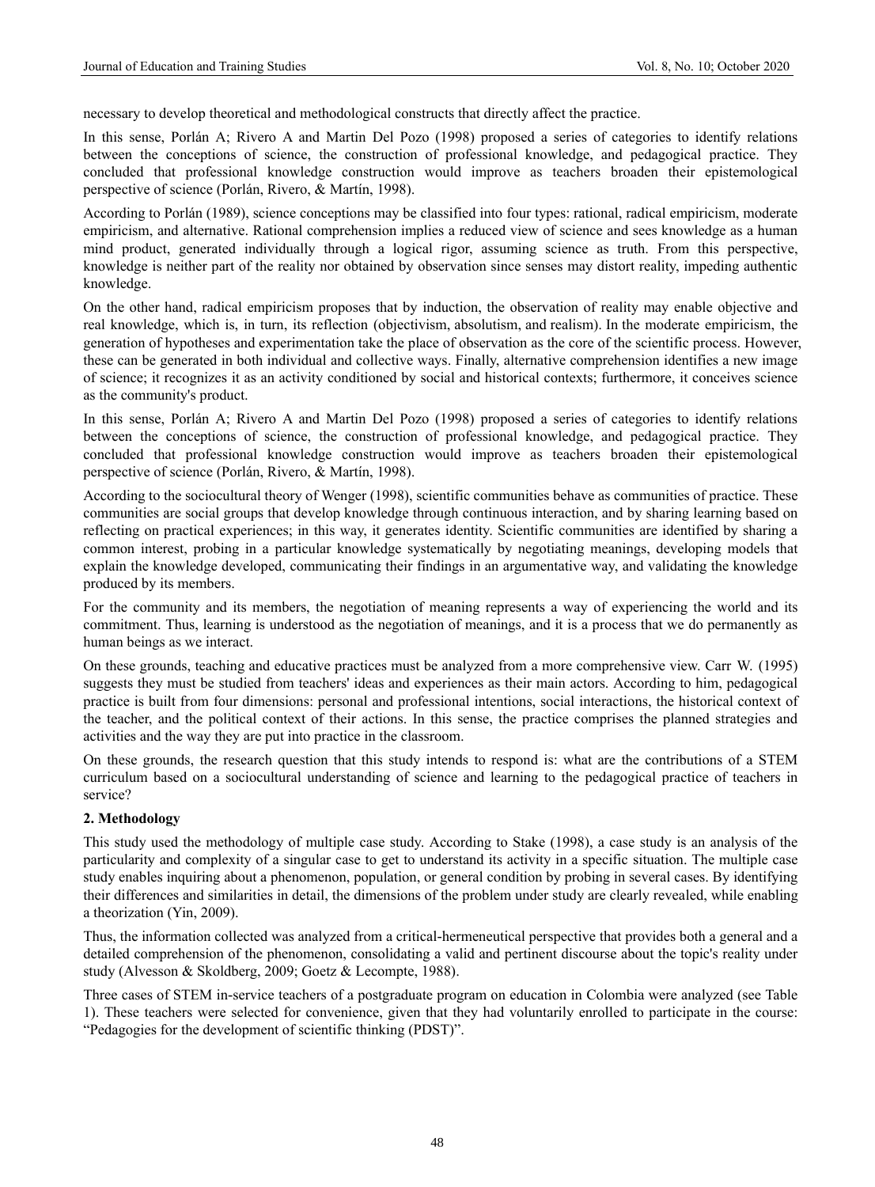necessary to develop theoretical and methodological constructs that directly affect the practice.

In this sense, Porlán A; Rivero A and Martin Del Pozo (1998) proposed a series of categories to identify relations between the conceptions of science, the construction of professional knowledge, and pedagogical practice. They concluded that professional knowledge construction would improve as teachers broaden their epistemological perspective of science (Porlán, Rivero, & Martín, 1998).

According to Porlán (1989), science conceptions may be classified into four types: rational, radical empiricism, moderate empiricism, and alternative. Rational comprehension implies a reduced view of science and sees knowledge as a human mind product, generated individually through a logical rigor, assuming science as truth. From this perspective, knowledge is neither part of the reality nor obtained by observation since senses may distort reality, impeding authentic knowledge.

On the other hand, radical empiricism proposes that by induction, the observation of reality may enable objective and real knowledge, which is, in turn, its reflection (objectivism, absolutism, and realism). In the moderate empiricism, the generation of hypotheses and experimentation take the place of observation as the core of the scientific process. However, these can be generated in both individual and collective ways. Finally, alternative comprehension identifies a new image of science; it recognizes it as an activity conditioned by social and historical contexts; furthermore, it conceives science as the community's product.

In this sense, Porlán A; Rivero A and Martin Del Pozo (1998) proposed a series of categories to identify relations between the conceptions of science, the construction of professional knowledge, and pedagogical practice. They concluded that professional knowledge construction would improve as teachers broaden their epistemological perspective of science (Porlán, Rivero, & Martín, 1998).

According to the sociocultural theory of Wenger (1998), scientific communities behave as communities of practice. These communities are social groups that develop knowledge through continuous interaction, and by sharing learning based on reflecting on practical experiences; in this way, it generates identity. Scientific communities are identified by sharing a common interest, probing in a particular knowledge systematically by negotiating meanings, developing models that explain the knowledge developed, communicating their findings in an argumentative way, and validating the knowledge produced by its members.

For the community and its members, the negotiation of meaning represents a way of experiencing the world and its commitment. Thus, learning is understood as the negotiation of meanings, and it is a process that we do permanently as human beings as we interact.

On these grounds, teaching and educative practices must be analyzed from a more comprehensive view. Carr W. (1995) suggests they must be studied from teachers' ideas and experiences as their main actors. According to him, pedagogical practice is built from four dimensions: personal and professional intentions, social interactions, the historical context of the teacher, and the political context of their actions. In this sense, the practice comprises the planned strategies and activities and the way they are put into practice in the classroom.

On these grounds, the research question that this study intends to respond is: what are the contributions of a STEM curriculum based on a sociocultural understanding of science and learning to the pedagogical practice of teachers in service?

## 2. Methodology

This study used the methodology of multiple case study. According to Stake (1998), a case study is an analysis of the particularity and complexity of a singular case to get to understand its activity in a specific situation. The multiple case study enables inquiring about a phenomenon, population, or general condition by probing in several cases. By identifying their differences and similarities in detail, the dimensions of the problem under study are clearly revealed, while enabling a theorization (Yin, 2009).

Thus, the information collected was analyzed from a critical-hermeneutical perspective that provides both a general and a detailed comprehension of the phenomenon, consolidating a valid and pertinent discourse about the topic's reality under study (Alvesson & Skoldberg, 2009; Goetz & Lecompte, 1988).

Three cases of STEM in-service teachers of a postgraduate program on education in Colombia were analyzed (see Table 1). These teachers were selected for convenience, given that they had voluntarily enrolled to participate in the course: "Pedagogies for the development of scientific thinking (PDST)".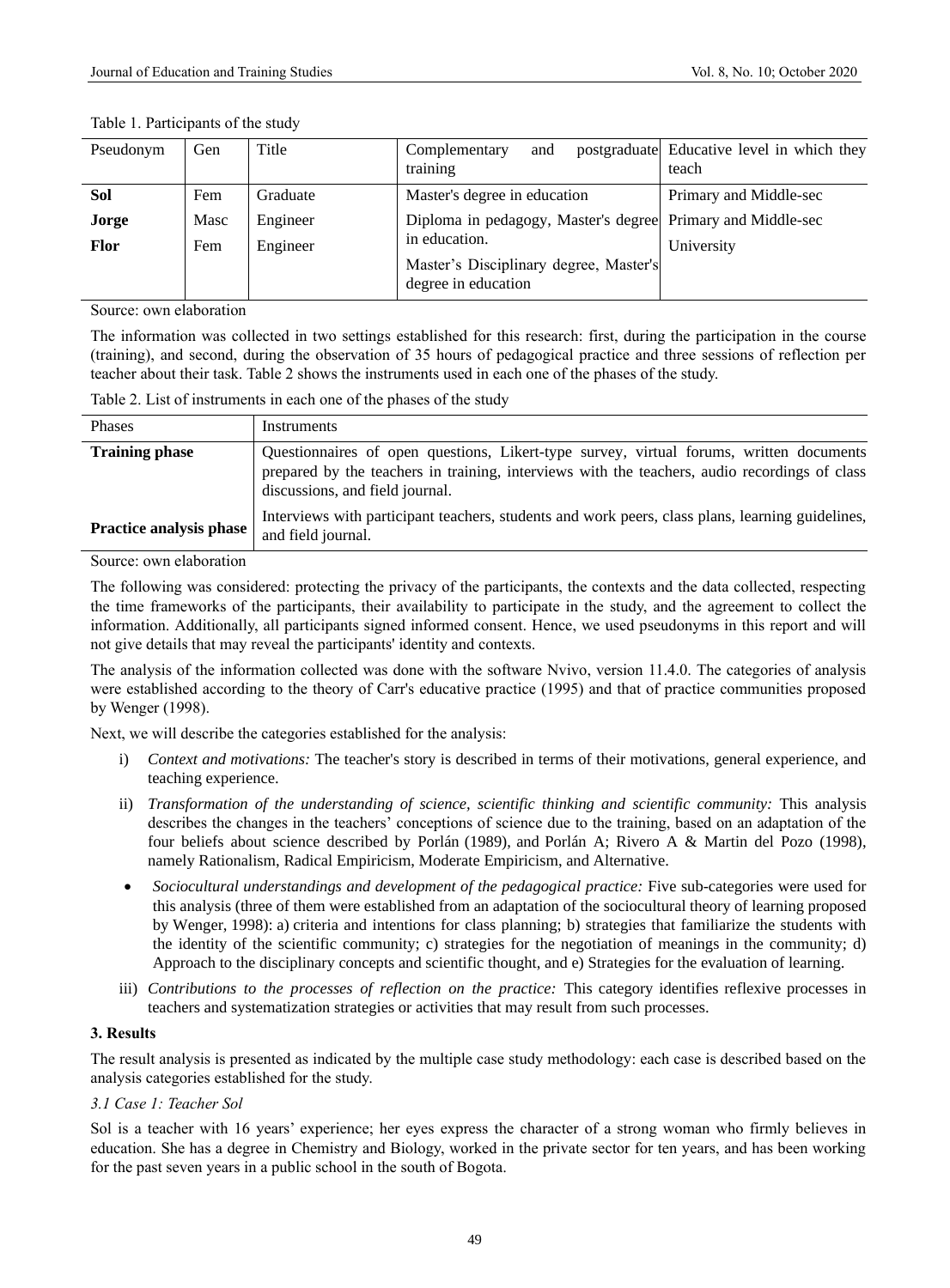Table 1. Participants of the study

| Pseudonym | Gen | Title | Complementary and postgraduate training | Educative level in which they teach |
|---|---|---|---|---|
| **Sol** | Fem | Graduate | Master's degree in education | Primary and Middle-sec |
| **Jorge** | Masc | Engineer | Diploma in pedagogy, Master's degree in education. | Primary and Middle-sec |
| **Flor** | Fem | Engineer | Master's Disciplinary degree, Master's degree in education | University |

Source: own elaboration

The information was collected in two settings established for this research: first, during the participation in the course (training), and second, during the observation of 35 hours of pedagogical practice and three sessions of reflection per teacher about their task. Table 2 shows the instruments used in each one of the phases of the study.

Table 2. List of instruments in each one of the phases of the study

| Phases | Instruments |
|---|---|
| **Training phase** | Questionnaires of open questions, Likert-type survey, virtual forums, written documents prepared by the teachers in training, interviews with the teachers, audio recordings of class discussions, and field journal. |
| **Practice analysis phase** | Interviews with participant teachers, students and work peers, class plans, learning guidelines, and field journal. |

Source: own elaboration

The following was considered: protecting the privacy of the participants, the contexts and the data collected, respecting the time frameworks of the participants, their availability to participate in the study, and the agreement to collect the information. Additionally, all participants signed informed consent. Hence, we used pseudonyms in this report and will not give details that may reveal the participants' identity and contexts.

The analysis of the information collected was done with the software Nvivo, version 11.4.0. The categories of analysis were established according to the theory of Carr's educative practice (1995) and that of practice communities proposed by Wenger (1998).

Next, we will describe the categories established for the analysis:

i) *Context and motivations:* The teacher's story is described in terms of their motivations, general experience, and teaching experience.

ii) *Transformation of the understanding of science, scientific thinking and scientific community:* This analysis describes the changes in the teachers' conceptions of science due to the training, based on an adaptation of the four beliefs about science described by Porlán (1989), and Porlán A; Rivero A & Martin del Pozo (1998), namely Rationalism, Radical Empiricism, Moderate Empiricism, and Alternative.

- *Sociocultural understandings and development of the pedagogical practice:* Five sub-categories were used for this analysis (three of them were established from an adaptation of the sociocultural theory of learning proposed by Wenger, 1998): a) criteria and intentions for class planning; b) strategies that familiarize the students with the identity of the scientific community; c) strategies for the negotiation of meanings in the community; d) Approach to the disciplinary concepts and scientific thought, and e) Strategies for the evaluation of learning.

iii) *Contributions to the processes of reflection on the practice:* This category identifies reflexive processes in teachers and systematization strategies or activities that may result from such processes.

## 3. Results

The result analysis is presented as indicated by the multiple case study methodology: each case is described based on the analysis categories established for the study.

### *3.1 Case 1: Teacher Sol*

Sol is a teacher with 16 years' experience; her eyes express the character of a strong woman who firmly believes in education. She has a degree in Chemistry and Biology, worked in the private sector for ten years, and has been working for the past seven years in a public school in the south of Bogota.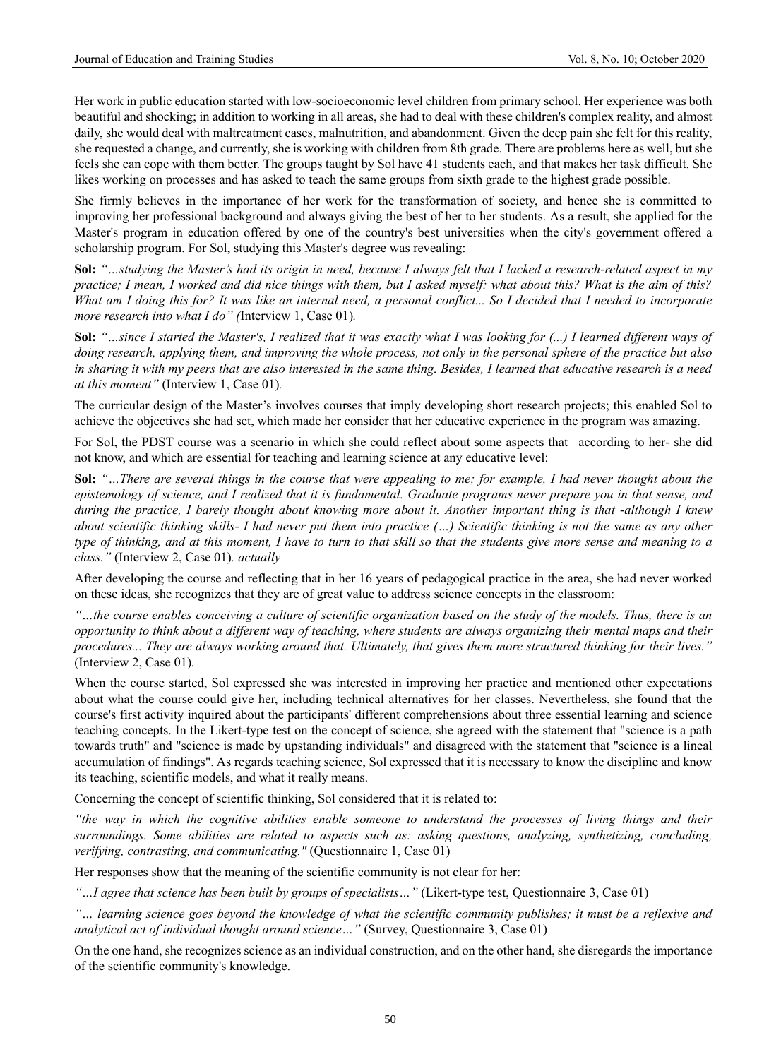Her work in public education started with low-socioeconomic level children from primary school. Her experience was both beautiful and shocking; in addition to working in all areas, she had to deal with these children's complex reality, and almost daily, she would deal with maltreatment cases, malnutrition, and abandonment. Given the deep pain she felt for this reality, she requested a change, and currently, she is working with children from 8th grade. There are problems here as well, but she feels she can cope with them better. The groups taught by Sol have 41 students each, and that makes her task difficult. She likes working on processes and has asked to teach the same groups from sixth grade to the highest grade possible.

She firmly believes in the importance of her work for the transformation of society, and hence she is committed to improving her professional background and always giving the best of her to her students. As a result, she applied for the Master's program in education offered by one of the country's best universities when the city's government offered a scholarship program. For Sol, studying this Master's degree was revealing:

**Sol:** *"…studying the Master's had its origin in need, because I always felt that I lacked a research-related aspect in my practice; I mean, I worked and did nice things with them, but I asked myself: what about this? What is the aim of this? What am I doing this for? It was like an internal need, a personal conflict... So I decided that I needed to incorporate more research into what I do" (*Interview 1, Case 01)*.*

**Sol:** *"…since I started the Master's, I realized that it was exactly what I was looking for (...) I learned different ways of doing research, applying them, and improving the whole process, not only in the personal sphere of the practice but also in sharing it with my peers that are also interested in the same thing. Besides, I learned that educative research is a need at this moment"* (Interview 1, Case 01)*.*

The curricular design of the Master's involves courses that imply developing short research projects; this enabled Sol to achieve the objectives she had set, which made her consider that her educative experience in the program was amazing.

For Sol, the PDST course was a scenario in which she could reflect about some aspects that –according to her- she did not know, and which are essential for teaching and learning science at any educative level:

**Sol:** *"…There are several things in the course that were appealing to me; for example, I had never thought about the epistemology of science, and I realized that it is fundamental. Graduate programs never prepare you in that sense, and during the practice, I barely thought about knowing more about it. Another important thing is that -although I knew about scientific thinking skills- I had never put them into practice (…) Scientific thinking is not the same as any other type of thinking, and at this moment, I have to turn to that skill so that the students give more sense and meaning to a class."* (Interview 2, Case 01)*. actually*

After developing the course and reflecting that in her 16 years of pedagogical practice in the area, she had never worked on these ideas, she recognizes that they are of great value to address science concepts in the classroom:

*"…the course enables conceiving a culture of scientific organization based on the study of the models. Thus, there is an opportunity to think about a different way of teaching, where students are always organizing their mental maps and their procedures... They are always working around that. Ultimately, that gives them more structured thinking for their lives."* (Interview 2, Case 01)*.*

When the course started, Sol expressed she was interested in improving her practice and mentioned other expectations about what the course could give her, including technical alternatives for her classes. Nevertheless, she found that the course's first activity inquired about the participants' different comprehensions about three essential learning and science teaching concepts. In the Likert-type test on the concept of science, she agreed with the statement that "science is a path towards truth" and "science is made by upstanding individuals" and disagreed with the statement that "science is a lineal accumulation of findings". As regards teaching science, Sol expressed that it is necessary to know the discipline and know its teaching, scientific models, and what it really means.

Concerning the concept of scientific thinking, Sol considered that it is related to:

*"the way in which the cognitive abilities enable someone to understand the processes of living things and their surroundings. Some abilities are related to aspects such as: asking questions, analyzing, synthetizing, concluding, verifying, contrasting, and communicating."* (Questionnaire 1, Case 01)

Her responses show that the meaning of the scientific community is not clear for her:

*"…I agree that science has been built by groups of specialists…"* (Likert-type test, Questionnaire 3, Case 01)

*"… learning science goes beyond the knowledge of what the scientific community publishes; it must be a reflexive and analytical act of individual thought around science…"* (Survey, Questionnaire 3, Case 01)

On the one hand, she recognizes science as an individual construction, and on the other hand, she disregards the importance of the scientific community's knowledge.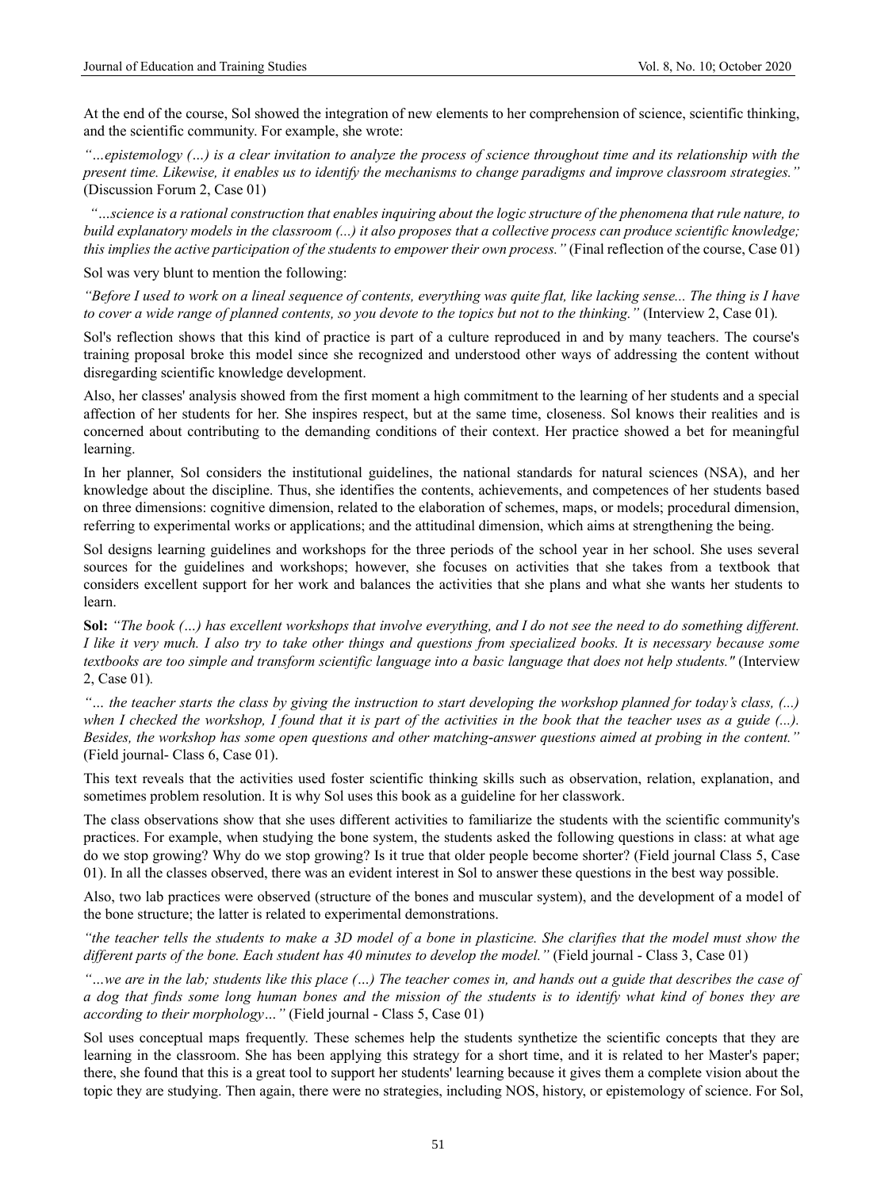At the end of the course, Sol showed the integration of new elements to her comprehension of science, scientific thinking, and the scientific community. For example, she wrote:

*"…epistemology (…) is a clear invitation to analyze the process of science throughout time and its relationship with the present time. Likewise, it enables us to identify the mechanisms to change paradigms and improve classroom strategies."* (Discussion Forum 2, Case 01)

*"…science is a rational construction that enables inquiring about the logic structure of the phenomena that rule nature, to build explanatory models in the classroom (...) it also proposes that a collective process can produce scientific knowledge; this implies the active participation of the students to empower their own process."* (Final reflection of the course, Case 01)

Sol was very blunt to mention the following:

*"Before I used to work on a lineal sequence of contents, everything was quite flat, like lacking sense... The thing is I have to cover a wide range of planned contents, so you devote to the topics but not to the thinking."* (Interview 2, Case 01).

Sol's reflection shows that this kind of practice is part of a culture reproduced in and by many teachers. The course's training proposal broke this model since she recognized and understood other ways of addressing the content without disregarding scientific knowledge development.

Also, her classes' analysis showed from the first moment a high commitment to the learning of her students and a special affection of her students for her. She inspires respect, but at the same time, closeness. Sol knows their realities and is concerned about contributing to the demanding conditions of their context. Her practice showed a bet for meaningful learning.

In her planner, Sol considers the institutional guidelines, the national standards for natural sciences (NSA), and her knowledge about the discipline. Thus, she identifies the contents, achievements, and competences of her students based on three dimensions: cognitive dimension, related to the elaboration of schemes, maps, or models; procedural dimension, referring to experimental works or applications; and the attitudinal dimension, which aims at strengthening the being.

Sol designs learning guidelines and workshops for the three periods of the school year in her school. She uses several sources for the guidelines and workshops; however, she focuses on activities that she takes from a textbook that considers excellent support for her work and balances the activities that she plans and what she wants her students to learn.

**Sol:** *"The book (…) has excellent workshops that involve everything, and I do not see the need to do something different. I like it very much. I also try to take other things and questions from specialized books. It is necessary because some textbooks are too simple and transform scientific language into a basic language that does not help students."* (Interview 2, Case 01).

*"… the teacher starts the class by giving the instruction to start developing the workshop planned for today's class, (...) when I checked the workshop, I found that it is part of the activities in the book that the teacher uses as a guide (...). Besides, the workshop has some open questions and other matching-answer questions aimed at probing in the content."* (Field journal- Class 6, Case 01).

This text reveals that the activities used foster scientific thinking skills such as observation, relation, explanation, and sometimes problem resolution. It is why Sol uses this book as a guideline for her classwork.

The class observations show that she uses different activities to familiarize the students with the scientific community's practices. For example, when studying the bone system, the students asked the following questions in class: at what age do we stop growing? Why do we stop growing? Is it true that older people become shorter? (Field journal Class 5, Case 01). In all the classes observed, there was an evident interest in Sol to answer these questions in the best way possible.

Also, two lab practices were observed (structure of the bones and muscular system), and the development of a model of the bone structure; the latter is related to experimental demonstrations.

*"the teacher tells the students to make a 3D model of a bone in plasticine. She clarifies that the model must show the different parts of the bone. Each student has 40 minutes to develop the model."* (Field journal - Class 3, Case 01)

*"…we are in the lab; students like this place (…) The teacher comes in, and hands out a guide that describes the case of a dog that finds some long human bones and the mission of the students is to identify what kind of bones they are according to their morphology…"* (Field journal - Class 5, Case 01)

Sol uses conceptual maps frequently. These schemes help the students synthetize the scientific concepts that they are learning in the classroom. She has been applying this strategy for a short time, and it is related to her Master's paper; there, she found that this is a great tool to support her students' learning because it gives them a complete vision about the topic they are studying. Then again, there were no strategies, including NOS, history, or epistemology of science. For Sol,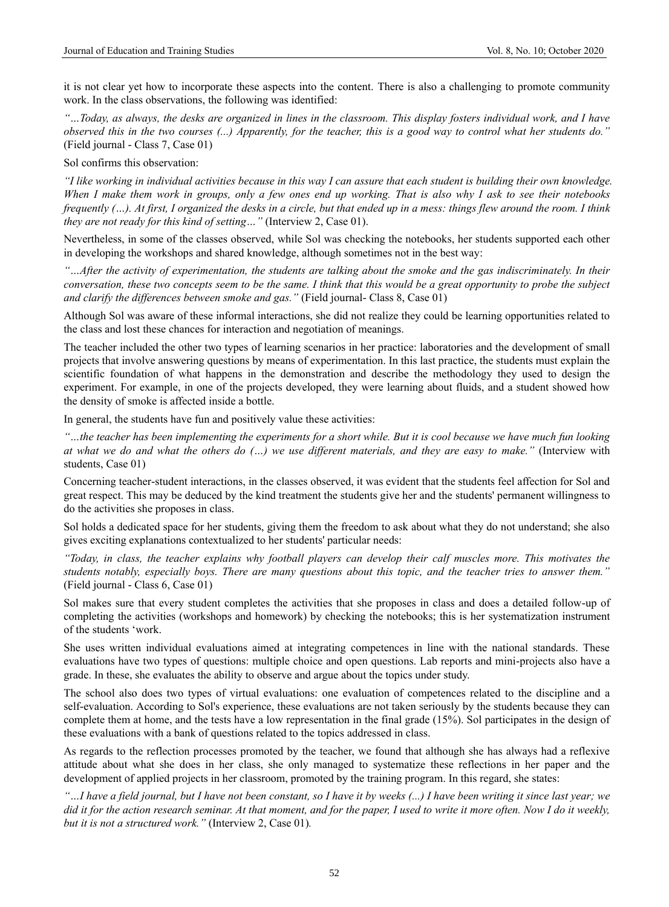it is not clear yet how to incorporate these aspects into the content. There is also a challenging to promote community work. In the class observations, the following was identified:

*"…Today, as always, the desks are organized in lines in the classroom. This display fosters individual work, and I have observed this in the two courses (...) Apparently, for the teacher, this is a good way to control what her students do."* (Field journal - Class 7, Case 01)

Sol confirms this observation:

*"I like working in individual activities because in this way I can assure that each student is building their own knowledge. When I make them work in groups, only a few ones end up working. That is also why I ask to see their notebooks frequently (…). At first, I organized the desks in a circle, but that ended up in a mess: things flew around the room. I think they are not ready for this kind of setting…"* (Interview 2, Case 01).

Nevertheless, in some of the classes observed, while Sol was checking the notebooks, her students supported each other in developing the workshops and shared knowledge, although sometimes not in the best way:

*"…After the activity of experimentation, the students are talking about the smoke and the gas indiscriminately. In their conversation, these two concepts seem to be the same. I think that this would be a great opportunity to probe the subject and clarify the differences between smoke and gas."* (Field journal- Class 8, Case 01)

Although Sol was aware of these informal interactions, she did not realize they could be learning opportunities related to the class and lost these chances for interaction and negotiation of meanings.

The teacher included the other two types of learning scenarios in her practice: laboratories and the development of small projects that involve answering questions by means of experimentation. In this last practice, the students must explain the scientific foundation of what happens in the demonstration and describe the methodology they used to design the experiment. For example, in one of the projects developed, they were learning about fluids, and a student showed how the density of smoke is affected inside a bottle.

In general, the students have fun and positively value these activities:

*"…the teacher has been implementing the experiments for a short while. But it is cool because we have much fun looking at what we do and what the others do (…) we use different materials, and they are easy to make."* (Interview with students, Case 01)

Concerning teacher-student interactions, in the classes observed, it was evident that the students feel affection for Sol and great respect. This may be deduced by the kind treatment the students give her and the students' permanent willingness to do the activities she proposes in class.

Sol holds a dedicated space for her students, giving them the freedom to ask about what they do not understand; she also gives exciting explanations contextualized to her students' particular needs:

*"Today, in class, the teacher explains why football players can develop their calf muscles more. This motivates the students notably, especially boys. There are many questions about this topic, and the teacher tries to answer them."* (Field journal - Class 6, Case 01)

Sol makes sure that every student completes the activities that she proposes in class and does a detailed follow-up of completing the activities (workshops and homework) by checking the notebooks; this is her systematization instrument of the students 'work.

She uses written individual evaluations aimed at integrating competences in line with the national standards. These evaluations have two types of questions: multiple choice and open questions. Lab reports and mini-projects also have a grade. In these, she evaluates the ability to observe and argue about the topics under study.

The school also does two types of virtual evaluations: one evaluation of competences related to the discipline and a self-evaluation. According to Sol's experience, these evaluations are not taken seriously by the students because they can complete them at home, and the tests have a low representation in the final grade (15%). Sol participates in the design of these evaluations with a bank of questions related to the topics addressed in class.

As regards to the reflection processes promoted by the teacher, we found that although she has always had a reflexive attitude about what she does in her class, she only managed to systematize these reflections in her paper and the development of applied projects in her classroom, promoted by the training program. In this regard, she states:

*"…I have a field journal, but I have not been constant, so I have it by weeks (...) I have been writing it since last year; we did it for the action research seminar. At that moment, and for the paper, I used to write it more often. Now I do it weekly, but it is not a structured work."* (Interview 2, Case 01).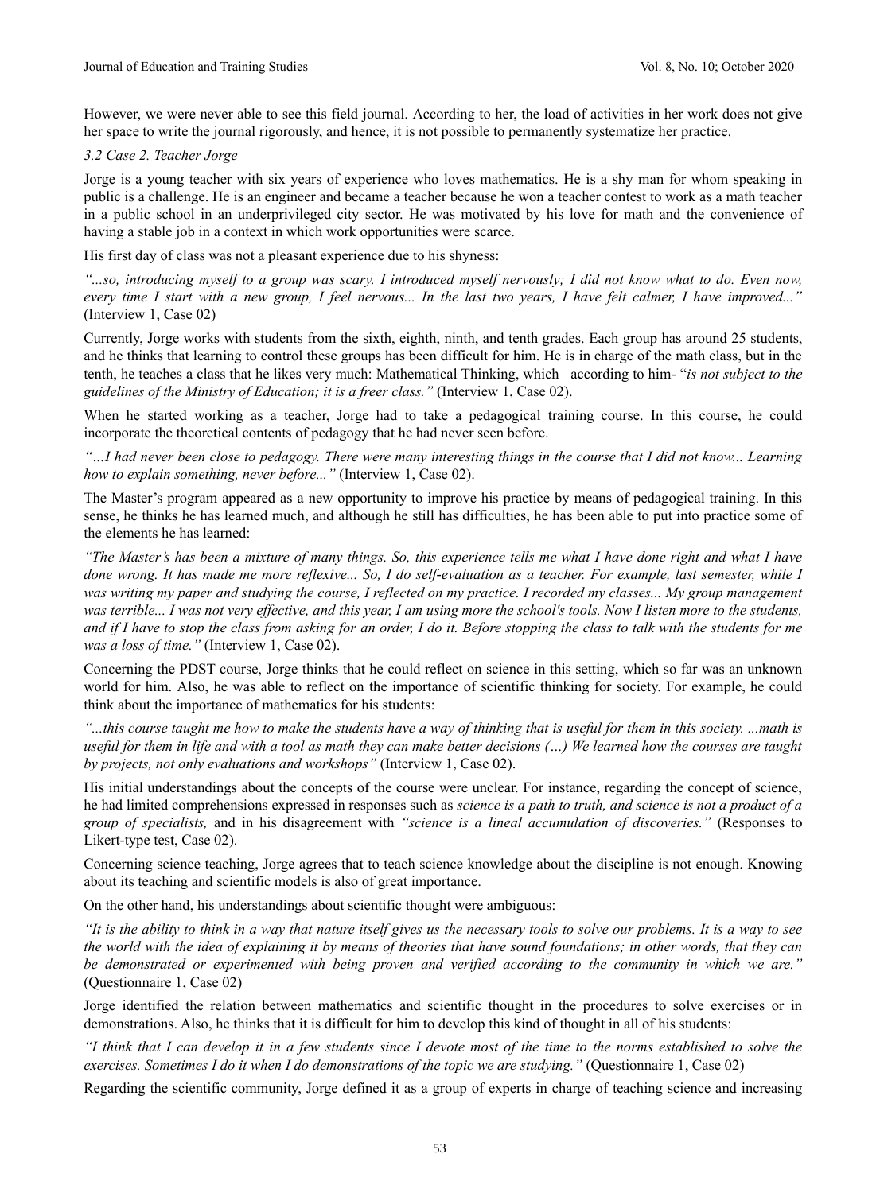However, we were never able to see this field journal. According to her, the load of activities in her work does not give her space to write the journal rigorously, and hence, it is not possible to permanently systematize her practice.

### *3.2 Case 2. Teacher Jorge*

Jorge is a young teacher with six years of experience who loves mathematics. He is a shy man for whom speaking in public is a challenge. He is an engineer and became a teacher because he won a teacher contest to work as a math teacher in a public school in an underprivileged city sector. He was motivated by his love for math and the convenience of having a stable job in a context in which work opportunities were scarce.

His first day of class was not a pleasant experience due to his shyness:

*"...so, introducing myself to a group was scary. I introduced myself nervously; I did not know what to do. Even now, every time I start with a new group, I feel nervous... In the last two years, I have felt calmer, I have improved..."* (Interview 1, Case 02)

Currently, Jorge works with students from the sixth, eighth, ninth, and tenth grades. Each group has around 25 students, and he thinks that learning to control these groups has been difficult for him. He is in charge of the math class, but in the tenth, he teaches a class that he likes very much: Mathematical Thinking, which –according to him- "*is not subject to the guidelines of the Ministry of Education; it is a freer class."* (Interview 1, Case 02).

When he started working as a teacher, Jorge had to take a pedagogical training course. In this course, he could incorporate the theoretical contents of pedagogy that he had never seen before.

*"…I had never been close to pedagogy. There were many interesting things in the course that I did not know... Learning how to explain something, never before..."* (Interview 1, Case 02).

The Master's program appeared as a new opportunity to improve his practice by means of pedagogical training. In this sense, he thinks he has learned much, and although he still has difficulties, he has been able to put into practice some of the elements he has learned:

*"The Master's has been a mixture of many things. So, this experience tells me what I have done right and what I have done wrong. It has made me more reflexive... So, I do self-evaluation as a teacher. For example, last semester, while I was writing my paper and studying the course, I reflected on my practice. I recorded my classes... My group management was terrible... I was not very effective, and this year, I am using more the school's tools. Now I listen more to the students, and if I have to stop the class from asking for an order, I do it. Before stopping the class to talk with the students for me was a loss of time."* (Interview 1, Case 02).

Concerning the PDST course, Jorge thinks that he could reflect on science in this setting, which so far was an unknown world for him. Also, he was able to reflect on the importance of scientific thinking for society. For example, he could think about the importance of mathematics for his students:

*"...this course taught me how to make the students have a way of thinking that is useful for them in this society. ...math is useful for them in life and with a tool as math they can make better decisions (…) We learned how the courses are taught by projects, not only evaluations and workshops"* (Interview 1, Case 02).

His initial understandings about the concepts of the course were unclear. For instance, regarding the concept of science, he had limited comprehensions expressed in responses such as *science is a path to truth, and science is not a product of a group of specialists,* and in his disagreement with *"science is a lineal accumulation of discoveries."* (Responses to Likert-type test, Case 02).

Concerning science teaching, Jorge agrees that to teach science knowledge about the discipline is not enough. Knowing about its teaching and scientific models is also of great importance.

On the other hand, his understandings about scientific thought were ambiguous:

*"It is the ability to think in a way that nature itself gives us the necessary tools to solve our problems. It is a way to see the world with the idea of explaining it by means of theories that have sound foundations; in other words, that they can be demonstrated or experimented with being proven and verified according to the community in which we are."* (Questionnaire 1, Case 02)

Jorge identified the relation between mathematics and scientific thought in the procedures to solve exercises or in demonstrations. Also, he thinks that it is difficult for him to develop this kind of thought in all of his students:

*"I think that I can develop it in a few students since I devote most of the time to the norms established to solve the exercises. Sometimes I do it when I do demonstrations of the topic we are studying."* (Questionnaire 1, Case 02)

Regarding the scientific community, Jorge defined it as a group of experts in charge of teaching science and increasing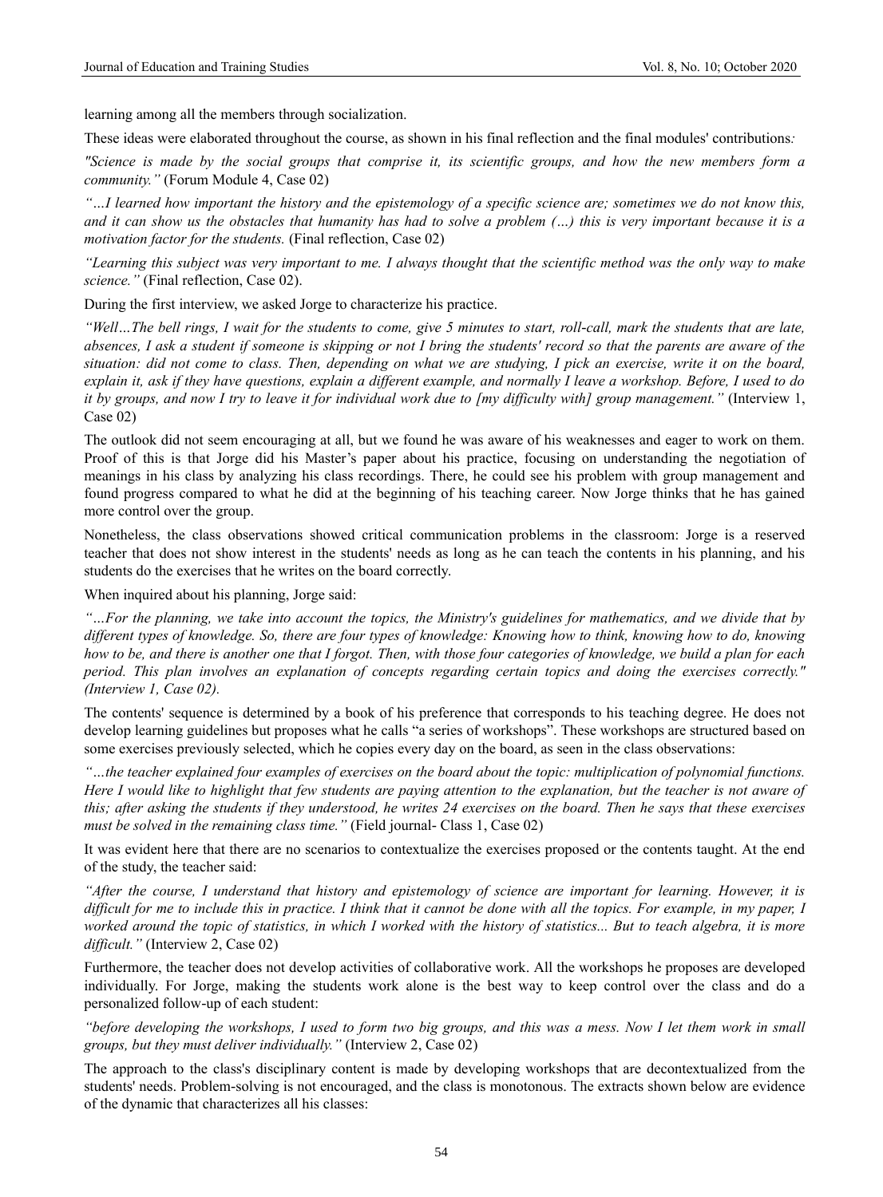learning among all the members through socialization.

These ideas were elaborated throughout the course, as shown in his final reflection and the final modules' contributions*:*

*"Science is made by the social groups that comprise it, its scientific groups, and how the new members form a community."* (Forum Module 4, Case 02)

*"…I learned how important the history and the epistemology of a specific science are; sometimes we do not know this, and it can show us the obstacles that humanity has had to solve a problem (…) this is very important because it is a motivation factor for the students.* (Final reflection, Case 02)

*"Learning this subject was very important to me. I always thought that the scientific method was the only way to make science."* (Final reflection, Case 02).

During the first interview, we asked Jorge to characterize his practice.

*"Well…The bell rings, I wait for the students to come, give 5 minutes to start, roll-call, mark the students that are late, absences, I ask a student if someone is skipping or not I bring the students' record so that the parents are aware of the situation: did not come to class. Then, depending on what we are studying, I pick an exercise, write it on the board, explain it, ask if they have questions, explain a different example, and normally I leave a workshop. Before, I used to do it by groups, and now I try to leave it for individual work due to [my difficulty with] group management."* (Interview 1, Case 02)

The outlook did not seem encouraging at all, but we found he was aware of his weaknesses and eager to work on them. Proof of this is that Jorge did his Master's paper about his practice, focusing on understanding the negotiation of meanings in his class by analyzing his class recordings. There, he could see his problem with group management and found progress compared to what he did at the beginning of his teaching career. Now Jorge thinks that he has gained more control over the group.

Nonetheless, the class observations showed critical communication problems in the classroom: Jorge is a reserved teacher that does not show interest in the students' needs as long as he can teach the contents in his planning, and his students do the exercises that he writes on the board correctly.

When inquired about his planning, Jorge said:

*"…For the planning, we take into account the topics, the Ministry's guidelines for mathematics, and we divide that by different types of knowledge. So, there are four types of knowledge: Knowing how to think, knowing how to do, knowing how to be, and there is another one that I forgot. Then, with those four categories of knowledge, we build a plan for each period. This plan involves an explanation of concepts regarding certain topics and doing the exercises correctly." (Interview 1, Case 02).*

The contents' sequence is determined by a book of his preference that corresponds to his teaching degree. He does not develop learning guidelines but proposes what he calls "a series of workshops". These workshops are structured based on some exercises previously selected, which he copies every day on the board, as seen in the class observations:

*"…the teacher explained four examples of exercises on the board about the topic: multiplication of polynomial functions. Here I would like to highlight that few students are paying attention to the explanation, but the teacher is not aware of this; after asking the students if they understood, he writes 24 exercises on the board. Then he says that these exercises must be solved in the remaining class time."* (Field journal- Class 1, Case 02)

It was evident here that there are no scenarios to contextualize the exercises proposed or the contents taught. At the end of the study, the teacher said:

*"After the course, I understand that history and epistemology of science are important for learning. However, it is difficult for me to include this in practice. I think that it cannot be done with all the topics. For example, in my paper, I worked around the topic of statistics, in which I worked with the history of statistics... But to teach algebra, it is more difficult."* (Interview 2, Case 02)

Furthermore, the teacher does not develop activities of collaborative work. All the workshops he proposes are developed individually. For Jorge, making the students work alone is the best way to keep control over the class and do a personalized follow-up of each student:

*"before developing the workshops, I used to form two big groups, and this was a mess. Now I let them work in small groups, but they must deliver individually."* (Interview 2, Case 02)

The approach to the class's disciplinary content is made by developing workshops that are decontextualized from the students' needs. Problem-solving is not encouraged, and the class is monotonous. The extracts shown below are evidence of the dynamic that characterizes all his classes: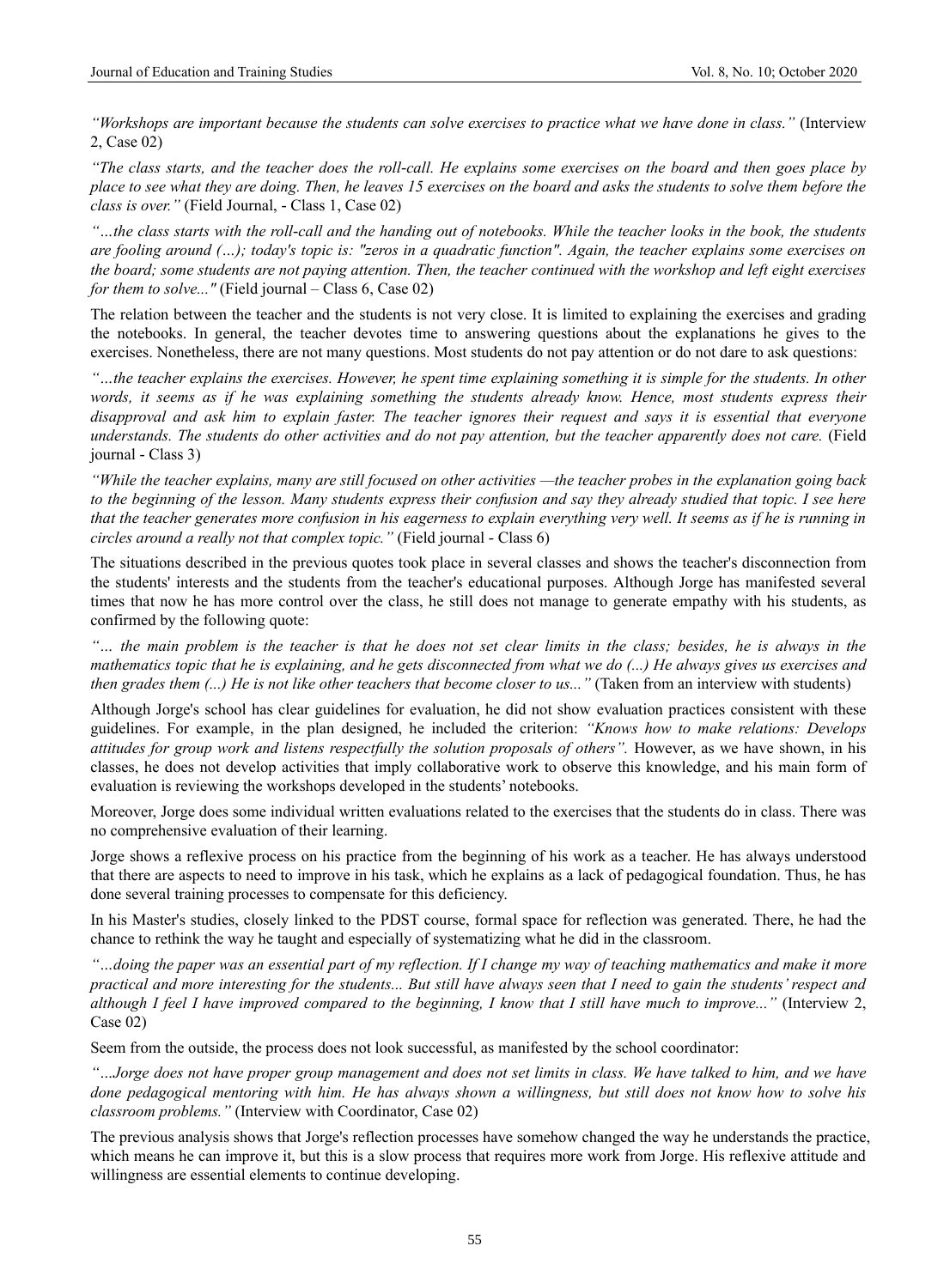*"Workshops are important because the students can solve exercises to practice what we have done in class."* (Interview 2, Case 02)

*"The class starts, and the teacher does the roll-call. He explains some exercises on the board and then goes place by place to see what they are doing. Then, he leaves 15 exercises on the board and asks the students to solve them before the class is over."* (Field Journal, - Class 1, Case 02)

*"…the class starts with the roll-call and the handing out of notebooks. While the teacher looks in the book, the students are fooling around (…); today's topic is: "zeros in a quadratic function". Again, the teacher explains some exercises on the board; some students are not paying attention. Then, the teacher continued with the workshop and left eight exercises for them to solve..."* (Field journal – Class 6, Case 02)

The relation between the teacher and the students is not very close. It is limited to explaining the exercises and grading the notebooks. In general, the teacher devotes time to answering questions about the explanations he gives to the exercises. Nonetheless, there are not many questions. Most students do not pay attention or do not dare to ask questions:

*"…the teacher explains the exercises. However, he spent time explaining something it is simple for the students. In other words, it seems as if he was explaining something the students already know. Hence, most students express their disapproval and ask him to explain faster. The teacher ignores their request and says it is essential that everyone understands. The students do other activities and do not pay attention, but the teacher apparently does not care.* (Field journal - Class 3)

*"While the teacher explains, many are still focused on other activities —the teacher probes in the explanation going back to the beginning of the lesson. Many students express their confusion and say they already studied that topic. I see here that the teacher generates more confusion in his eagerness to explain everything very well. It seems as if he is running in circles around a really not that complex topic."* (Field journal - Class 6)

The situations described in the previous quotes took place in several classes and shows the teacher's disconnection from the students' interests and the students from the teacher's educational purposes. Although Jorge has manifested several times that now he has more control over the class, he still does not manage to generate empathy with his students, as confirmed by the following quote:

*"… the main problem is the teacher is that he does not set clear limits in the class; besides, he is always in the mathematics topic that he is explaining, and he gets disconnected from what we do (...) He always gives us exercises and then grades them (...) He is not like other teachers that become closer to us..."* (Taken from an interview with students)

Although Jorge's school has clear guidelines for evaluation, he did not show evaluation practices consistent with these guidelines. For example, in the plan designed, he included the criterion: *"Knows how to make relations: Develops attitudes for group work and listens respectfully the solution proposals of others"*. However, as we have shown, in his classes, he does not develop activities that imply collaborative work to observe this knowledge, and his main form of evaluation is reviewing the workshops developed in the students' notebooks.

Moreover, Jorge does some individual written evaluations related to the exercises that the students do in class. There was no comprehensive evaluation of their learning.

Jorge shows a reflexive process on his practice from the beginning of his work as a teacher. He has always understood that there are aspects to need to improve in his task, which he explains as a lack of pedagogical foundation. Thus, he has done several training processes to compensate for this deficiency.

In his Master's studies, closely linked to the PDST course, formal space for reflection was generated. There, he had the chance to rethink the way he taught and especially of systematizing what he did in the classroom.

*"…doing the paper was an essential part of my reflection. If I change my way of teaching mathematics and make it more practical and more interesting for the students... But still have always seen that I need to gain the students' respect and although I feel I have improved compared to the beginning, I know that I still have much to improve..."* (Interview 2, Case 02)

Seem from the outside, the process does not look successful, as manifested by the school coordinator:

*"…Jorge does not have proper group management and does not set limits in class. We have talked to him, and we have done pedagogical mentoring with him. He has always shown a willingness, but still does not know how to solve his classroom problems."* (Interview with Coordinator, Case 02)

The previous analysis shows that Jorge's reflection processes have somehow changed the way he understands the practice, which means he can improve it, but this is a slow process that requires more work from Jorge. His reflexive attitude and willingness are essential elements to continue developing.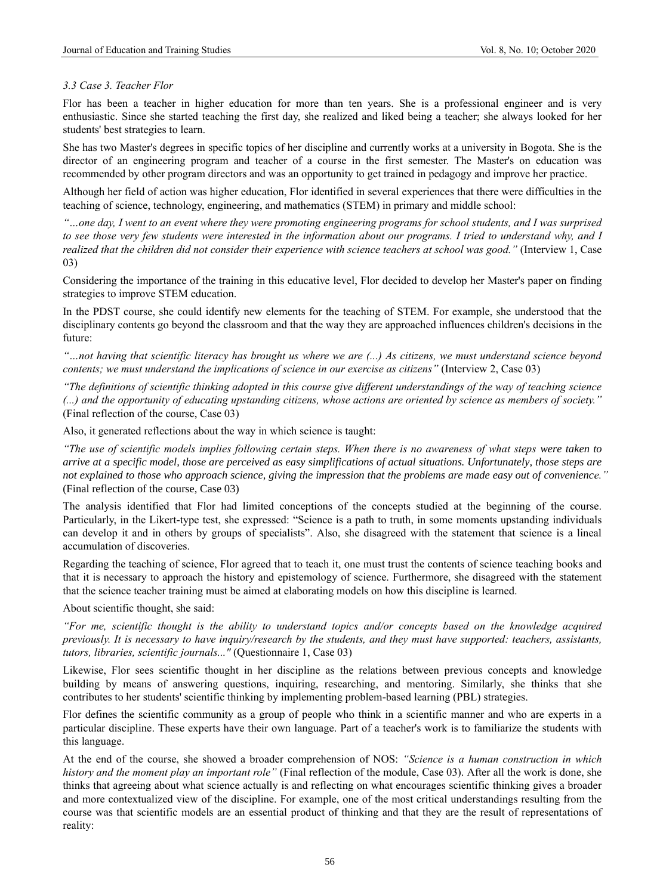### *3.3 Case 3. Teacher Flor*

Flor has been a teacher in higher education for more than ten years. She is a professional engineer and is very enthusiastic. Since she started teaching the first day, she realized and liked being a teacher; she always looked for her students' best strategies to learn.

She has two Master's degrees in specific topics of her discipline and currently works at a university in Bogota. She is the director of an engineering program and teacher of a course in the first semester. The Master's on education was recommended by other program directors and was an opportunity to get trained in pedagogy and improve her practice.

Although her field of action was higher education, Flor identified in several experiences that there were difficulties in the teaching of science, technology, engineering, and mathematics (STEM) in primary and middle school:

*"…one day, I went to an event where they were promoting engineering programs for school students, and I was surprised to see those very few students were interested in the information about our programs. I tried to understand why, and I realized that the children did not consider their experience with science teachers at school was good."* (Interview 1, Case 03)

Considering the importance of the training in this educative level, Flor decided to develop her Master's paper on finding strategies to improve STEM education.

In the PDST course, she could identify new elements for the teaching of STEM. For example, she understood that the disciplinary contents go beyond the classroom and that the way they are approached influences children's decisions in the future:

*"…not having that scientific literacy has brought us where we are (...) As citizens, we must understand science beyond contents; we must understand the implications of science in our exercise as citizens"* (Interview 2, Case 03)

*"The definitions of scientific thinking adopted in this course give different understandings of the way of teaching science (...) and the opportunity of educating upstanding citizens, whose actions are oriented by science as members of society."* (Final reflection of the course, Case 03)

Also, it generated reflections about the way in which science is taught:

*"The use of scientific models implies following certain steps. When there is no awareness of what steps were taken to arrive at a specific model, those are perceived as easy simplifications of actual situations. Unfortunately, those steps are not explained to those who approach science, giving the impression that the problems are made easy out of convenience."* (Final reflection of the course, Case 03)

The analysis identified that Flor had limited conceptions of the concepts studied at the beginning of the course. Particularly, in the Likert-type test, she expressed: "Science is a path to truth, in some moments upstanding individuals can develop it and in others by groups of specialists". Also, she disagreed with the statement that science is a lineal accumulation of discoveries.

Regarding the teaching of science, Flor agreed that to teach it, one must trust the contents of science teaching books and that it is necessary to approach the history and epistemology of science. Furthermore, she disagreed with the statement that the science teacher training must be aimed at elaborating models on how this discipline is learned.

About scientific thought, she said:

*"For me, scientific thought is the ability to understand topics and/or concepts based on the knowledge acquired previously. It is necessary to have inquiry/research by the students, and they must have supported: teachers, assistants, tutors, libraries, scientific journals..."* (Questionnaire 1, Case 03)

Likewise, Flor sees scientific thought in her discipline as the relations between previous concepts and knowledge building by means of answering questions, inquiring, researching, and mentoring. Similarly, she thinks that she contributes to her students' scientific thinking by implementing problem-based learning (PBL) strategies.

Flor defines the scientific community as a group of people who think in a scientific manner and who are experts in a particular discipline. These experts have their own language. Part of a teacher's work is to familiarize the students with this language.

At the end of the course, she showed a broader comprehension of NOS: *"Science is a human construction in which history and the moment play an important role"* (Final reflection of the module, Case 03). After all the work is done, she thinks that agreeing about what science actually is and reflecting on what encourages scientific thinking gives a broader and more contextualized view of the discipline. For example, one of the most critical understandings resulting from the course was that scientific models are an essential product of thinking and that they are the result of representations of reality: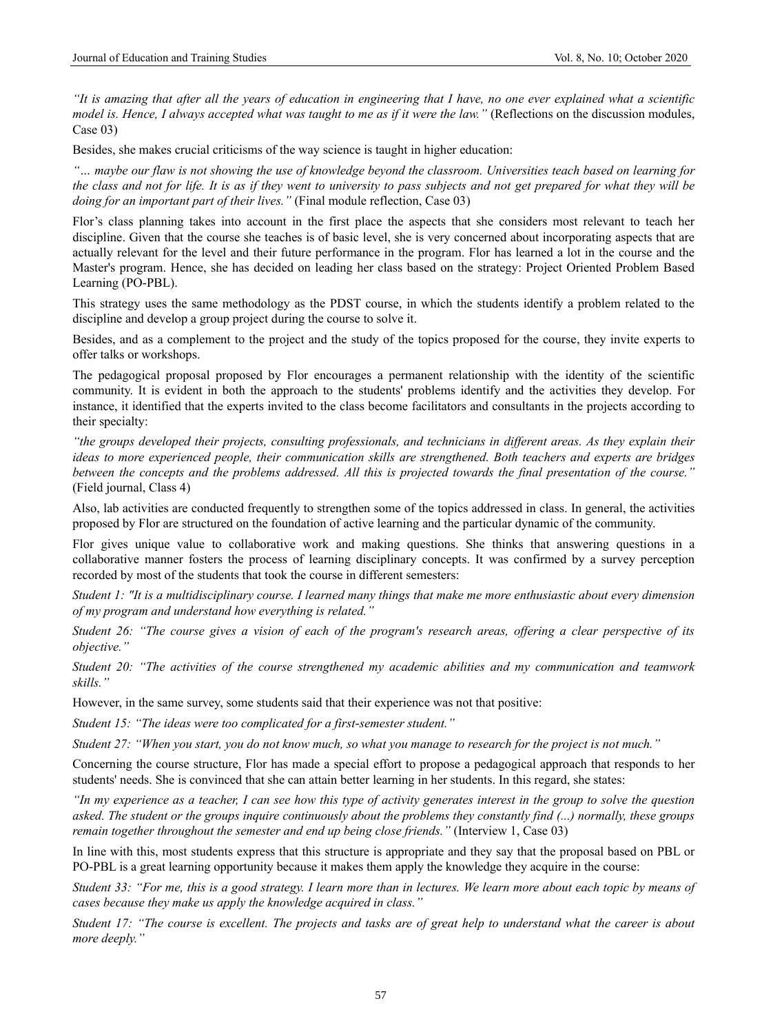*"It is amazing that after all the years of education in engineering that I have, no one ever explained what a scientific model is. Hence, I always accepted what was taught to me as if it were the law."* (Reflections on the discussion modules, Case 03)

Besides, she makes crucial criticisms of the way science is taught in higher education:

*"… maybe our flaw is not showing the use of knowledge beyond the classroom. Universities teach based on learning for the class and not for life. It is as if they went to university to pass subjects and not get prepared for what they will be doing for an important part of their lives."* (Final module reflection, Case 03)

Flor's class planning takes into account in the first place the aspects that she considers most relevant to teach her discipline. Given that the course she teaches is of basic level, she is very concerned about incorporating aspects that are actually relevant for the level and their future performance in the program. Flor has learned a lot in the course and the Master's program. Hence, she has decided on leading her class based on the strategy: Project Oriented Problem Based Learning (PO-PBL).

This strategy uses the same methodology as the PDST course, in which the students identify a problem related to the discipline and develop a group project during the course to solve it.

Besides, and as a complement to the project and the study of the topics proposed for the course, they invite experts to offer talks or workshops.

The pedagogical proposal proposed by Flor encourages a permanent relationship with the identity of the scientific community. It is evident in both the approach to the students' problems identify and the activities they develop. For instance, it identified that the experts invited to the class become facilitators and consultants in the projects according to their specialty:

*"the groups developed their projects, consulting professionals, and technicians in different areas. As they explain their ideas to more experienced people, their communication skills are strengthened. Both teachers and experts are bridges between the concepts and the problems addressed. All this is projected towards the final presentation of the course."* (Field journal, Class 4)

Also, lab activities are conducted frequently to strengthen some of the topics addressed in class. In general, the activities proposed by Flor are structured on the foundation of active learning and the particular dynamic of the community.

Flor gives unique value to collaborative work and making questions. She thinks that answering questions in a collaborative manner fosters the process of learning disciplinary concepts. It was confirmed by a survey perception recorded by most of the students that took the course in different semesters:

*Student 1: "It is a multidisciplinary course. I learned many things that make me more enthusiastic about every dimension of my program and understand how everything is related."*

*Student 26: "The course gives a vision of each of the program's research areas, offering a clear perspective of its objective."*

*Student 20: "The activities of the course strengthened my academic abilities and my communication and teamwork skills."*

However, in the same survey, some students said that their experience was not that positive:

*Student 15: "The ideas were too complicated for a first-semester student."*

*Student 27: "When you start, you do not know much, so what you manage to research for the project is not much."*

Concerning the course structure, Flor has made a special effort to propose a pedagogical approach that responds to her students' needs. She is convinced that she can attain better learning in her students. In this regard, she states:

*"In my experience as a teacher, I can see how this type of activity generates interest in the group to solve the question asked. The student or the groups inquire continuously about the problems they constantly find (...) normally, these groups remain together throughout the semester and end up being close friends."* (Interview 1, Case 03)

In line with this, most students express that this structure is appropriate and they say that the proposal based on PBL or PO-PBL is a great learning opportunity because it makes them apply the knowledge they acquire in the course:

*Student 33: "For me, this is a good strategy. I learn more than in lectures. We learn more about each topic by means of cases because they make us apply the knowledge acquired in class."*

*Student 17: "The course is excellent. The projects and tasks are of great help to understand what the career is about more deeply."*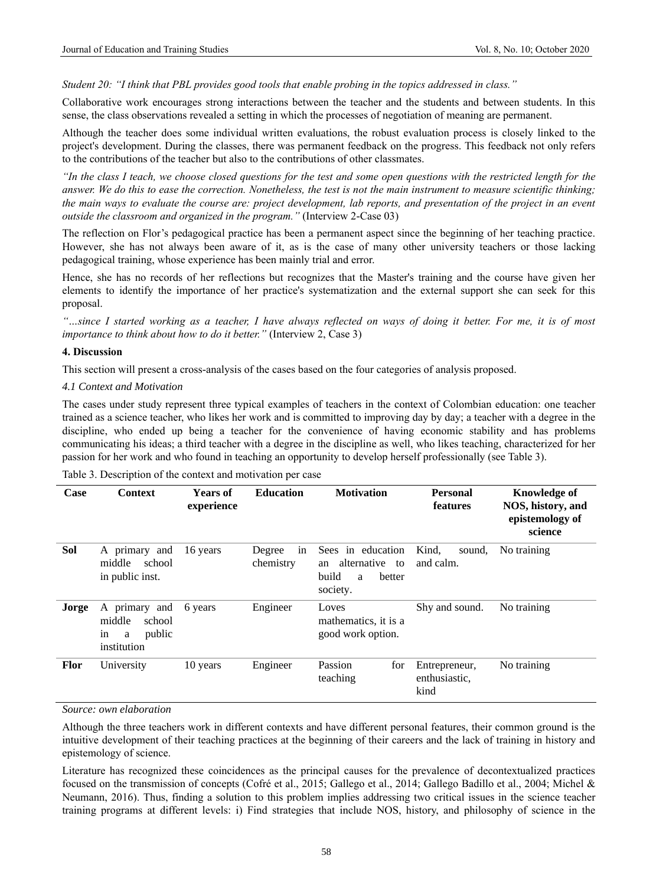*Student 20: "I think that PBL provides good tools that enable probing in the topics addressed in class."*

Collaborative work encourages strong interactions between the teacher and the students and between students. In this sense, the class observations revealed a setting in which the processes of negotiation of meaning are permanent.

Although the teacher does some individual written evaluations, the robust evaluation process is closely linked to the project's development. During the classes, there was permanent feedback on the progress. This feedback not only refers to the contributions of the teacher but also to the contributions of other classmates.

*"In the class I teach, we choose closed questions for the test and some open questions with the restricted length for the answer. We do this to ease the correction. Nonetheless, the test is not the main instrument to measure scientific thinking; the main ways to evaluate the course are: project development, lab reports, and presentation of the project in an event outside the classroom and organized in the program."* (Interview 2-Case 03)

The reflection on Flor's pedagogical practice has been a permanent aspect since the beginning of her teaching practice. However, she has not always been aware of it, as is the case of many other university teachers or those lacking pedagogical training, whose experience has been mainly trial and error.

Hence, she has no records of her reflections but recognizes that the Master's training and the course have given her elements to identify the importance of her practice's systematization and the external support she can seek for this proposal.

*"…since I started working as a teacher, I have always reflected on ways of doing it better. For me, it is of most importance to think about how to do it better."* (Interview 2, Case 3)

## 4. Discussion

This section will present a cross-analysis of the cases based on the four categories of analysis proposed.

### *4.1 Context and Motivation*

The cases under study represent three typical examples of teachers in the context of Colombian education: one teacher trained as a science teacher, who likes her work and is committed to improving day by day; a teacher with a degree in the discipline, who ended up being a teacher for the convenience of having economic stability and has problems communicating his ideas; a third teacher with a degree in the discipline as well, who likes teaching, characterized for her passion for her work and who found in teaching an opportunity to develop herself professionally (see Table 3).

Table 3. Description of the context and motivation per case

| Case | Context | Years of experience | Education | Motivation | Personal features | Knowledge of NOS, history, and epistemology of science |
|---|---|---|---|---|---|---|
| **Sol** | A primary and middle school in public inst. | 16 years | Degree in chemistry | Sees in education an alternative to build a better society. | Kind, sound, and calm. | No training |
| **Jorge** | A primary and middle school in a public institution | 6 years | Engineer | Loves mathematics, it is a good work option. | Shy and sound. | No training |
| **Flor** | University | 10 years | Engineer | Passion for teaching | Entrepreneur, enthusiastic, kind | No training |

*Source: own elaboration*

Although the three teachers work in different contexts and have different personal features, their common ground is the intuitive development of their teaching practices at the beginning of their careers and the lack of training in history and epistemology of science.

Literature has recognized these coincidences as the principal causes for the prevalence of decontextualized practices focused on the transmission of concepts (Cofré et al., 2015; Gallego et al., 2014; Gallego Badillo et al., 2004; Michel & Neumann, 2016). Thus, finding a solution to this problem implies addressing two critical issues in the science teacher training programs at different levels: i) Find strategies that include NOS, history, and philosophy of science in the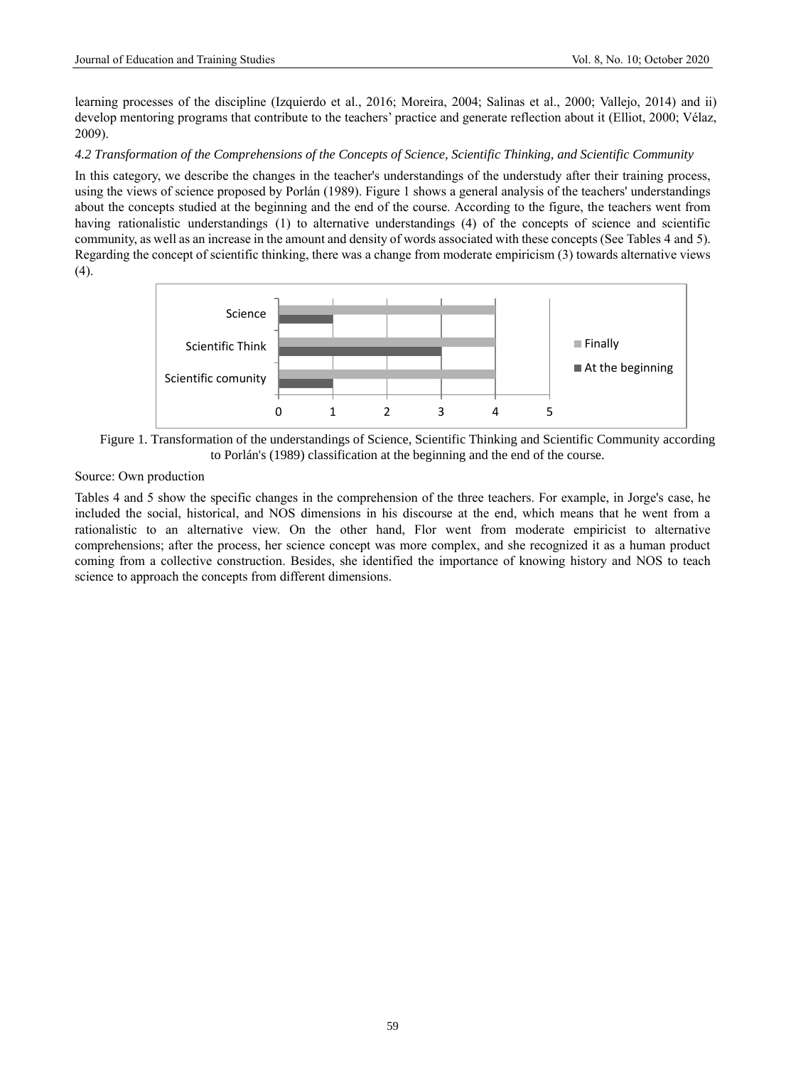learning processes of the discipline (Izquierdo et al., 2016; Moreira, 2004; Salinas et al., 2000; Vallejo, 2014) and ii) develop mentoring programs that contribute to the teachers' practice and generate reflection about it (Elliot, 2000; Vélaz, 2009).

### *4.2 Transformation of the Comprehensions of the Concepts of Science, Scientific Thinking, and Scientific Community*

In this category, we describe the changes in the teacher's understandings of the understudy after their training process, using the views of science proposed by Porlán (1989). Figure 1 shows a general analysis of the teachers' understandings about the concepts studied at the beginning and the end of the course. According to the figure, the teachers went from having rationalistic understandings (1) to alternative understandings (4) of the concepts of science and scientific community, as well as an increase in the amount and density of words associated with these concepts (See Tables 4 and 5). Regarding the concept of scientific thinking, there was a change from moderate empiricism (3) towards alternative views (4).

| | At the beginning | Finally |
|---|---|---|
| Science | 1 | 4 |
| Scientific Think | 3 | 4 |
| Scientific comunity | 1 | 4 |

Figure 1. Transformation of the understandings of Science, Scientific Thinking and Scientific Community according to Porlán's (1989) classification at the beginning and the end of the course.

Source: Own production

Tables 4 and 5 show the specific changes in the comprehension of the three teachers. For example, in Jorge's case, he included the social, historical, and NOS dimensions in his discourse at the end, which means that he went from a rationalistic to an alternative view. On the other hand, Flor went from moderate empiricist to alternative comprehensions; after the process, her science concept was more complex, and she recognized it as a human product coming from a collective construction. Besides, she identified the importance of knowing history and NOS to teach science to approach the concepts from different dimensions.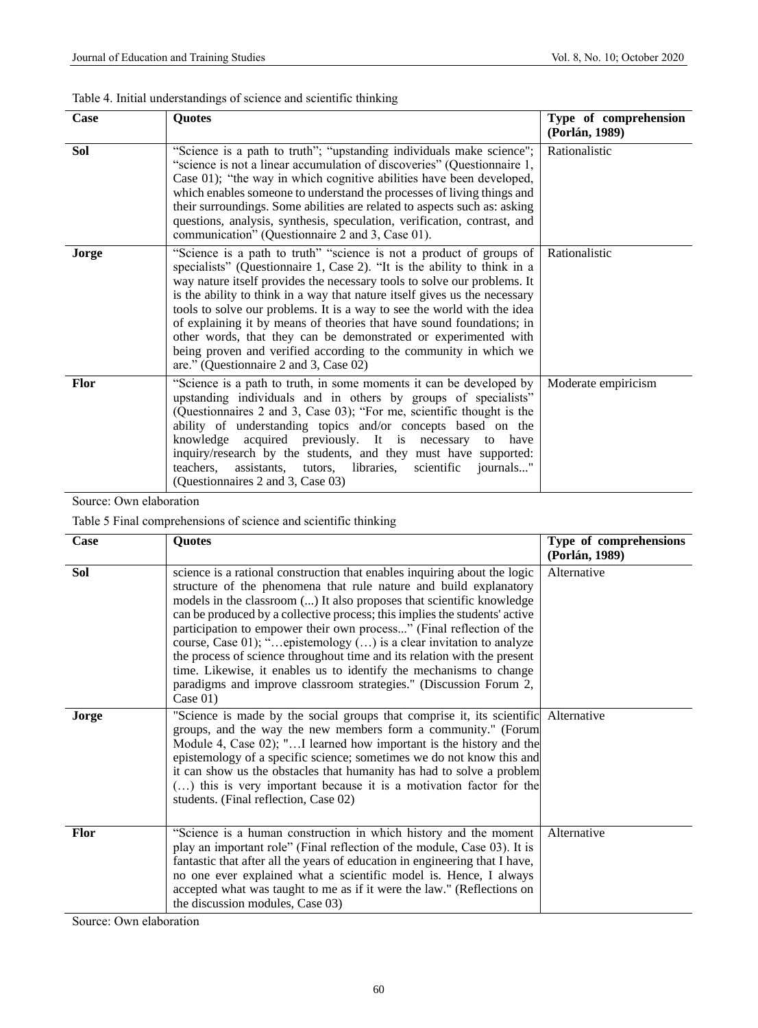Table 4. Initial understandings of science and scientific thinking

| Case | Quotes | Type of comprehension (Porlán, 1989) |
|---|---|---|
| **Sol** | "Science is a path to truth"; "upstanding individuals make science"; "science is not a linear accumulation of discoveries" (Questionnaire 1, Case 01); "the way in which cognitive abilities have been developed, which enables someone to understand the processes of living things and their surroundings. Some abilities are related to aspects such as: asking questions, analysis, synthesis, speculation, verification, contrast, and communication" (Questionnaire 2 and 3, Case 01). | Rationalistic |
| **Jorge** | "Science is a path to truth" "science is not a product of groups of specialists" (Questionnaire 1, Case 2). "It is the ability to think in a way nature itself provides the necessary tools to solve our problems. It is the ability to think in a way that nature itself gives us the necessary tools to solve our problems. It is a way to see the world with the idea of explaining it by means of theories that have sound foundations; in other words, that they can be demonstrated or experimented with being proven and verified according to the community in which we are." (Questionnaire 2 and 3, Case 02) | Rationalistic |
| **Flor** | "Science is a path to truth, in some moments it can be developed by upstanding individuals and in others by groups of specialists" (Questionnaires 2 and 3, Case 03); "For me, scientific thought is the ability of understanding topics and/or concepts based on the knowledge acquired previously. It is necessary to have inquiry/research by the students, and they must have supported: teachers, assistants, tutors, libraries, scientific journals..." (Questionnaires 2 and 3, Case 03) | Moderate empiricism |

Source: Own elaboration

Table 5 Final comprehensions of science and scientific thinking

| Case | Quotes | Type of comprehensions (Porlán, 1989) |
|---|---|---|
| **Sol** | science is a rational construction that enables inquiring about the logic structure of the phenomena that rule nature and build explanatory models in the classroom (...) It also proposes that scientific knowledge can be produced by a collective process; this implies the students' active participation to empower their own process..." (Final reflection of the course, Case 01); "…epistemology (…) is a clear invitation to analyze the process of science throughout time and its relation with the present time. Likewise, it enables us to identify the mechanisms to change paradigms and improve classroom strategies." (Discussion Forum 2, Case 01) | Alternative |
| **Jorge** | "Science is made by the social groups that comprise it, its scientific groups, and the way the new members form a community." (Forum Module 4, Case 02); "…I learned how important is the history and the epistemology of a specific science; sometimes we do not know this and it can show us the obstacles that humanity has had to solve a problem (…) this is very important because it is a motivation factor for the students. (Final reflection, Case 02) | Alternative |
| **Flor** | "Science is a human construction in which history and the moment play an important role" (Final reflection of the module, Case 03). It is fantastic that after all the years of education in engineering that I have, no one ever explained what a scientific model is. Hence, I always accepted what was taught to me as if it were the law." (Reflections on the discussion modules, Case 03) | Alternative |

Source: Own elaboration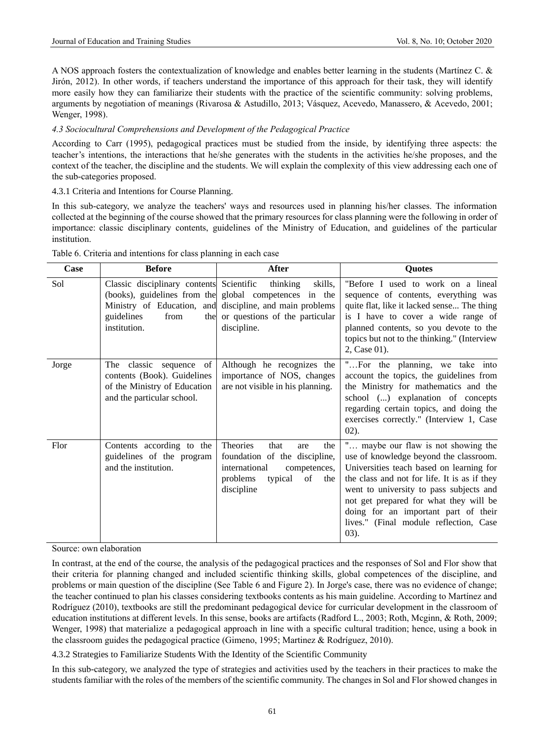A NOS approach fosters the contextualization of knowledge and enables better learning in the students (Martínez C. & Jirón, 2012). In other words, if teachers understand the importance of this approach for their task, they will identify more easily how they can familiarize their students with the practice of the scientific community: solving problems, arguments by negotiation of meanings (Rivarosa & Astudillo, 2013; Vásquez, Acevedo, Manassero, & Acevedo, 2001; Wenger, 1998).

### *4.3 Sociocultural Comprehensions and Development of the Pedagogical Practice*

According to Carr (1995), pedagogical practices must be studied from the inside, by identifying three aspects: the teacher's intentions, the interactions that he/she generates with the students in the activities he/she proposes, and the context of the teacher, the discipline and the students. We will explain the complexity of this view addressing each one of the sub-categories proposed.

#### 4.3.1 Criteria and Intentions for Course Planning.

In this sub-category, we analyze the teachers' ways and resources used in planning his/her classes. The information collected at the beginning of the course showed that the primary resources for class planning were the following in order of importance: classic disciplinary contents, guidelines of the Ministry of Education, and guidelines of the particular institution.

Table 6. Criteria and intentions for class planning in each case

| Case | Before | After | Quotes |
|---|---|---|---|
| Sol | Classic disciplinary contents (books), guidelines from the Ministry of Education, and guidelines from the institution. | Scientific thinking skills, global competences in the discipline, and main problems or questions of the particular discipline. | "Before I used to work on a lineal sequence of contents, everything was quite flat, like it lacked sense... The thing is I have to cover a wide range of planned contents, so you devote to the topics but not to the thinking." (Interview 2, Case 01). |
| Jorge | The classic sequence of contents (Book). Guidelines of the Ministry of Education and the particular school. | Although he recognizes the importance of NOS, changes are not visible in his planning. | "…For the planning, we take into account the topics, the guidelines from the Ministry for mathematics and the school (...) explanation of concepts regarding certain topics, and doing the exercises correctly." (Interview 1, Case 02). |
| Flor | Contents according to the guidelines of the program and the institution. | Theories that are the foundation of the discipline, international competences, problems typical of the discipline | "… maybe our flaw is not showing the use of knowledge beyond the classroom. Universities teach based on learning for the class and not for life. It is as if they went to university to pass subjects and not get prepared for what they will be doing for an important part of their lives." (Final module reflection, Case 03). |

Source: own elaboration

In contrast, at the end of the course, the analysis of the pedagogical practices and the responses of Sol and Flor show that their criteria for planning changed and included scientific thinking skills, global competences of the discipline, and problems or main question of the discipline (See Table 6 and Figure 2). In Jorge's case, there was no evidence of change; the teacher continued to plan his classes considering textbooks contents as his main guideline. According to Martínez and Rodríguez (2010), textbooks are still the predominant pedagogical device for curricular development in the classroom of education institutions at different levels. In this sense, books are artifacts (Radford L., 2003; Roth, Mcginn, & Roth, 2009; Wenger, 1998) that materialize a pedagogical approach in line with a specific cultural tradition; hence, using a book in the classroom guides the pedagogical practice (Gimeno, 1995; Martinez & Rodríguez, 2010).

#### 4.3.2 Strategies to Familiarize Students With the Identity of the Scientific Community

In this sub-category, we analyzed the type of strategies and activities used by the teachers in their practices to make the students familiar with the roles of the members of the scientific community. The changes in Sol and Flor showed changes in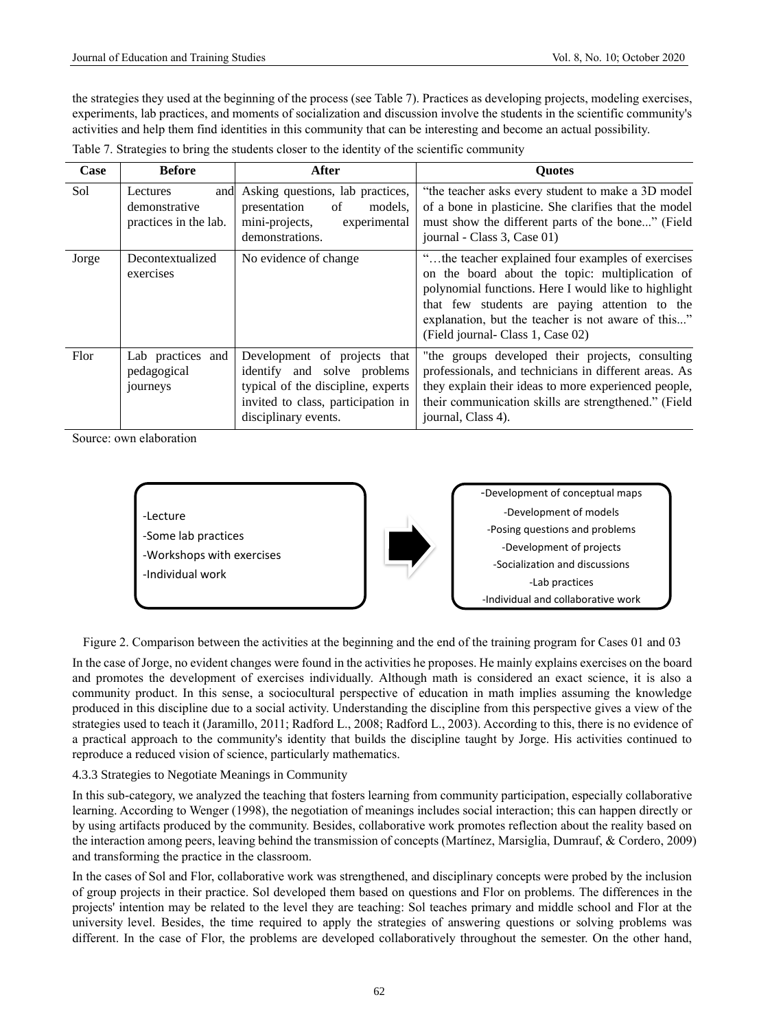the strategies they used at the beginning of the process (see Table 7). Practices as developing projects, modeling exercises, experiments, lab practices, and moments of socialization and discussion involve the students in the scientific community's activities and help them find identities in this community that can be interesting and become an actual possibility.

Table 7. Strategies to bring the students closer to the identity of the scientific community

| Case | Before | After | Quotes |
|---|---|---|---|
| Sol | Lectures and demonstrative practices in the lab. | Asking questions, lab practices, presentation of models, mini-projects, experimental demonstrations. | "the teacher asks every student to make a 3D model of a bone in plasticine. She clarifies that the model must show the different parts of the bone..." (Field journal - Class 3, Case 01) |
| Jorge | Decontextualized exercises | No evidence of change | "…the teacher explained four examples of exercises on the board about the topic: multiplication of polynomial functions. Here I would like to highlight that few students are paying attention to the explanation, but the teacher is not aware of this..." (Field journal- Class 1, Case 02) |
| Flor | Lab practices and pedagogical journeys | Development of projects that identify and solve problems typical of the discipline, experts invited to class, participation in disciplinary events. | "the groups developed their projects, consulting professionals, and technicians in different areas. As they explain their ideas to more experienced people, their communication skills are strengthened." (Field journal, Class 4). |

Source: own elaboration

-Lecture
-Some lab practices
-Workshops with exercises
-Individual work

-Development of conceptual maps
-Development of models
-Posing questions and problems
-Development of projects
-Socialization and discussions
-Lab practices
-Individual and collaborative work

Figure 2. Comparison between the activities at the beginning and the end of the training program for Cases 01 and 03

In the case of Jorge, no evident changes were found in the activities he proposes. He mainly explains exercises on the board and promotes the development of exercises individually. Although math is considered an exact science, it is also a community product. In this sense, a sociocultural perspective of education in math implies assuming the knowledge produced in this discipline due to a social activity. Understanding the discipline from this perspective gives a view of the strategies used to teach it (Jaramillo, 2011; Radford L., 2008; Radford L., 2003). According to this, there is no evidence of a practical approach to the community's identity that builds the discipline taught by Jorge. His activities continued to reproduce a reduced vision of science, particularly mathematics.

#### 4.3.3 Strategies to Negotiate Meanings in Community

In this sub-category, we analyzed the teaching that fosters learning from community participation, especially collaborative learning. According to Wenger (1998), the negotiation of meanings includes social interaction; this can happen directly or by using artifacts produced by the community. Besides, collaborative work promotes reflection about the reality based on the interaction among peers, leaving behind the transmission of concepts (Martínez, Marsiglia, Dumrauf, & Cordero, 2009) and transforming the practice in the classroom.

In the cases of Sol and Flor, collaborative work was strengthened, and disciplinary concepts were probed by the inclusion of group projects in their practice. Sol developed them based on questions and Flor on problems. The differences in the projects' intention may be related to the level they are teaching: Sol teaches primary and middle school and Flor at the university level. Besides, the time required to apply the strategies of answering questions or solving problems was different. In the case of Flor, the problems are developed collaboratively throughout the semester. On the other hand,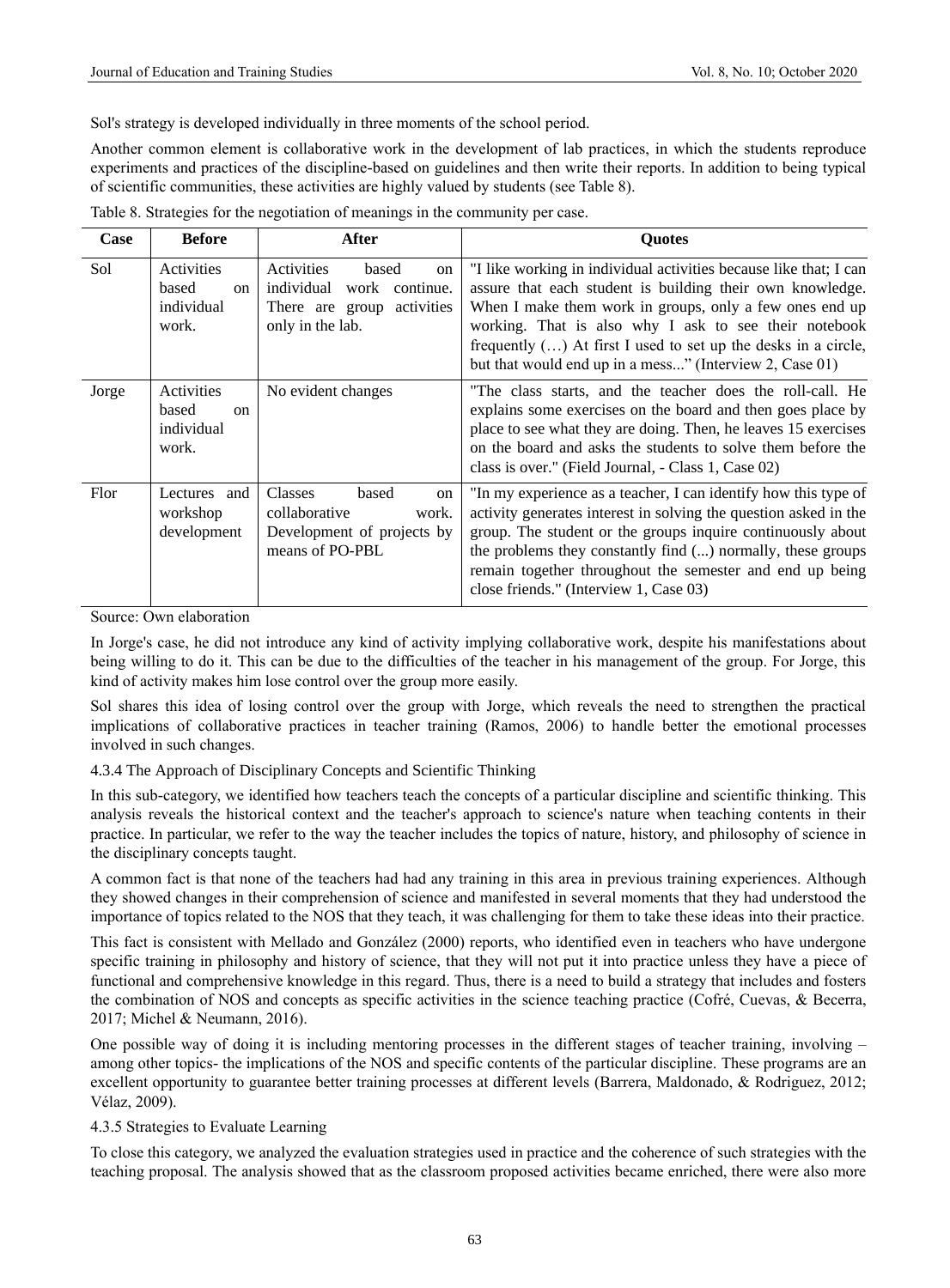Sol's strategy is developed individually in three moments of the school period.

Another common element is collaborative work in the development of lab practices, in which the students reproduce experiments and practices of the discipline-based on guidelines and then write their reports. In addition to being typical of scientific communities, these activities are highly valued by students (see Table 8).

Table 8. Strategies for the negotiation of meanings in the community per case.

| Case | Before | After | Quotes |
| --- | --- | --- | --- |
| Sol | Activities based on individual work. | Activities based on individual work continue. There are group activities only in the lab. | "I like working in individual activities because like that; I can assure that each student is building their own knowledge. When I make them work in groups, only a few ones end up working. That is also why I ask to see their notebook frequently (…) At first I used to set up the desks in a circle, but that would end up in a mess..." (Interview 2, Case 01) |
| Jorge | Activities based on individual work. | No evident changes | "The class starts, and the teacher does the roll-call. He explains some exercises on the board and then goes place by place to see what they are doing. Then, he leaves 15 exercises on the board and asks the students to solve them before the class is over." (Field Journal, - Class 1, Case 02) |
| Flor | Lectures and workshop development | Classes based on collaborative work. Development of projects by means of PO-PBL | "In my experience as a teacher, I can identify how this type of activity generates interest in solving the question asked in the group. The student or the groups inquire continuously about the problems they constantly find (...) normally, these groups remain together throughout the semester and end up being close friends." (Interview 1, Case 03) |

Source: Own elaboration

In Jorge's case, he did not introduce any kind of activity implying collaborative work, despite his manifestations about being willing to do it. This can be due to the difficulties of the teacher in his management of the group. For Jorge, this kind of activity makes him lose control over the group more easily.

Sol shares this idea of losing control over the group with Jorge, which reveals the need to strengthen the practical implications of collaborative practices in teacher training (Ramos, 2006) to handle better the emotional processes involved in such changes.

#### 4.3.4 The Approach of Disciplinary Concepts and Scientific Thinking

In this sub-category, we identified how teachers teach the concepts of a particular discipline and scientific thinking. This analysis reveals the historical context and the teacher's approach to science's nature when teaching contents in their practice. In particular, we refer to the way the teacher includes the topics of nature, history, and philosophy of science in the disciplinary concepts taught.

A common fact is that none of the teachers had had any training in this area in previous training experiences. Although they showed changes in their comprehension of science and manifested in several moments that they had understood the importance of topics related to the NOS that they teach, it was challenging for them to take these ideas into their practice.

This fact is consistent with Mellado and González (2000) reports, who identified even in teachers who have undergone specific training in philosophy and history of science, that they will not put it into practice unless they have a piece of functional and comprehensive knowledge in this regard. Thus, there is a need to build a strategy that includes and fosters the combination of NOS and concepts as specific activities in the science teaching practice (Cofré, Cuevas, & Becerra, 2017; Michel & Neumann, 2016).

One possible way of doing it is including mentoring processes in the different stages of teacher training, involving – among other topics- the implications of the NOS and specific contents of the particular discipline. These programs are an excellent opportunity to guarantee better training processes at different levels (Barrera, Maldonado, & Rodriguez, 2012; Vélaz, 2009).

#### 4.3.5 Strategies to Evaluate Learning

To close this category, we analyzed the evaluation strategies used in practice and the coherence of such strategies with the teaching proposal. The analysis showed that as the classroom proposed activities became enriched, there were also more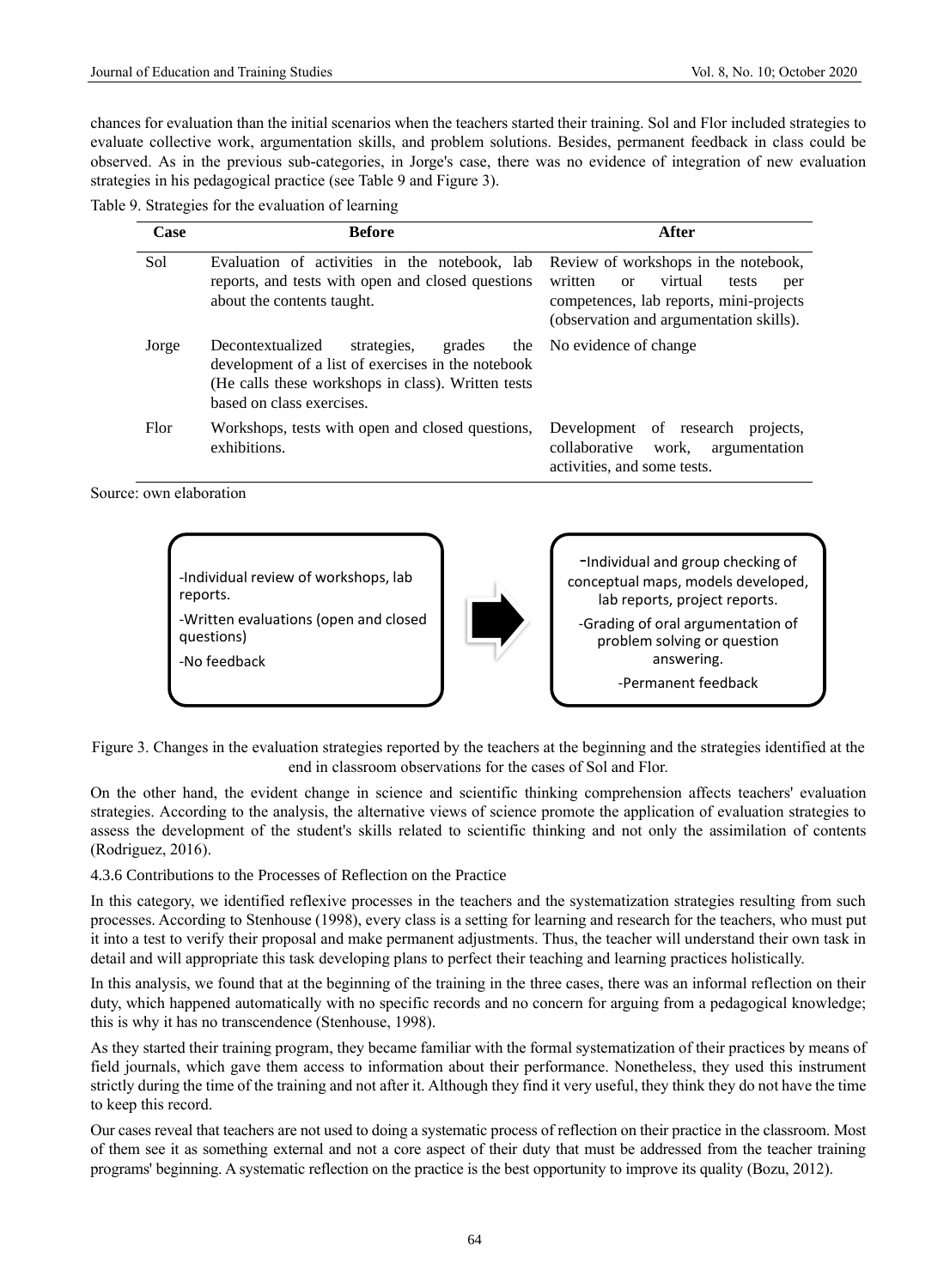chances for evaluation than the initial scenarios when the teachers started their training. Sol and Flor included strategies to evaluate collective work, argumentation skills, and problem solutions. Besides, permanent feedback in class could be observed. As in the previous sub-categories, in Jorge's case, there was no evidence of integration of new evaluation strategies in his pedagogical practice (see Table 9 and Figure 3).

Table 9. Strategies for the evaluation of learning

| Case | Before | After |
|---|---|---|
| Sol | Evaluation of activities in the notebook, lab reports, and tests with open and closed questions about the contents taught. | Review of workshops in the notebook, written or virtual tests per competences, lab reports, mini-projects (observation and argumentation skills). |
| Jorge | Decontextualized strategies, grades the development of a list of exercises in the notebook (He calls these workshops in class). Written tests based on class exercises. | No evidence of change |
| Flor | Workshops, tests with open and closed questions, exhibitions. | Development of research projects, collaborative work, argumentation activities, and some tests. |

Source: own elaboration

-Individual review of workshops, lab reports.

-Written evaluations (open and closed questions)

-No feedback

→

-Individual and group checking of conceptual maps, models developed, lab reports, project reports.

-Grading of oral argumentation of problem solving or question answering.

-Permanent feedback

Figure 3. Changes in the evaluation strategies reported by the teachers at the beginning and the strategies identified at the end in classroom observations for the cases of Sol and Flor.

On the other hand, the evident change in science and scientific thinking comprehension affects teachers' evaluation strategies. According to the analysis, the alternative views of science promote the application of evaluation strategies to assess the development of the student's skills related to scientific thinking and not only the assimilation of contents (Rodriguez, 2016).

#### 4.3.6 Contributions to the Processes of Reflection on the Practice

In this category, we identified reflexive processes in the teachers and the systematization strategies resulting from such processes. According to Stenhouse (1998), every class is a setting for learning and research for the teachers, who must put it into a test to verify their proposal and make permanent adjustments. Thus, the teacher will understand their own task in detail and will appropriate this task developing plans to perfect their teaching and learning practices holistically.

In this analysis, we found that at the beginning of the training in the three cases, there was an informal reflection on their duty, which happened automatically with no specific records and no concern for arguing from a pedagogical knowledge; this is why it has no transcendence (Stenhouse, 1998).

As they started their training program, they became familiar with the formal systematization of their practices by means of field journals, which gave them access to information about their performance. Nonetheless, they used this instrument strictly during the time of the training and not after it. Although they find it very useful, they think they do not have the time to keep this record.

Our cases reveal that teachers are not used to doing a systematic process of reflection on their practice in the classroom. Most of them see it as something external and not a core aspect of their duty that must be addressed from the teacher training programs' beginning. A systematic reflection on the practice is the best opportunity to improve its quality (Bozu, 2012).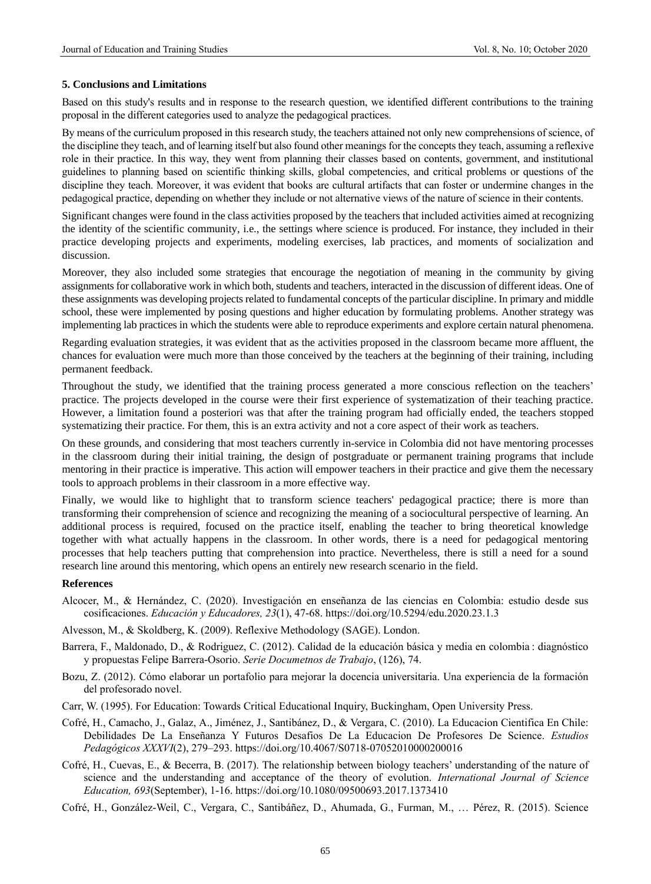### 5. Conclusions and Limitations

Based on this study's results and in response to the research question, we identified different contributions to the training proposal in the different categories used to analyze the pedagogical practices.

By means of the curriculum proposed in this research study, the teachers attained not only new comprehensions of science, of the discipline they teach, and of learning itself but also found other meanings for the concepts they teach, assuming a reflexive role in their practice. In this way, they went from planning their classes based on contents, government, and institutional guidelines to planning based on scientific thinking skills, global competencies, and critical problems or questions of the discipline they teach. Moreover, it was evident that books are cultural artifacts that can foster or undermine changes in the pedagogical practice, depending on whether they include or not alternative views of the nature of science in their contents.

Significant changes were found in the class activities proposed by the teachers that included activities aimed at recognizing the identity of the scientific community, i.e., the settings where science is produced. For instance, they included in their practice developing projects and experiments, modeling exercises, lab practices, and moments of socialization and discussion.

Moreover, they also included some strategies that encourage the negotiation of meaning in the community by giving assignments for collaborative work in which both, students and teachers, interacted in the discussion of different ideas. One of these assignments was developing projects related to fundamental concepts of the particular discipline. In primary and middle school, these were implemented by posing questions and higher education by formulating problems. Another strategy was implementing lab practices in which the students were able to reproduce experiments and explore certain natural phenomena.

Regarding evaluation strategies, it was evident that as the activities proposed in the classroom became more affluent, the chances for evaluation were much more than those conceived by the teachers at the beginning of their training, including permanent feedback.

Throughout the study, we identified that the training process generated a more conscious reflection on the teachers' practice. The projects developed in the course were their first experience of systematization of their teaching practice. However, a limitation found a posteriori was that after the training program had officially ended, the teachers stopped systematizing their practice. For them, this is an extra activity and not a core aspect of their work as teachers.

On these grounds, and considering that most teachers currently in-service in Colombia did not have mentoring processes in the classroom during their initial training, the design of postgraduate or permanent training programs that include mentoring in their practice is imperative. This action will empower teachers in their practice and give them the necessary tools to approach problems in their classroom in a more effective way.

Finally, we would like to highlight that to transform science teachers' pedagogical practice; there is more than transforming their comprehension of science and recognizing the meaning of a sociocultural perspective of learning. An additional process is required, focused on the practice itself, enabling the teacher to bring theoretical knowledge together with what actually happens in the classroom. In other words, there is a need for pedagogical mentoring processes that help teachers putting that comprehension into practice. Nevertheless, there is still a need for a sound research line around this mentoring, which opens an entirely new research scenario in the field.

### References

Alcocer, M., & Hernández, C. (2020). Investigación en enseñanza de las ciencias en Colombia: estudio desde sus cosificaciones. *Educación y Educadores, 23*(1), 47-68. https://doi.org/10.5294/edu.2020.23.1.3

Alvesson, M., & Skoldberg, K. (2009). Reflexive Methodology (SAGE). London.

Barrera, F., Maldonado, D., & Rodriguez, C. (2012). Calidad de la educación básica y media en colombia : diagnóstico y propuestas Felipe Barrera-Osorio. *Serie Documetnos de Trabajo*, (126), 74.

Bozu, Z. (2012). Cómo elaborar un portafolio para mejorar la docencia universitaria. Una experiencia de la formación del profesorado novel.

Carr, W. (1995). For Education: Towards Critical Educational Inquiry, Buckingham, Open University Press.

Cofré, H., Camacho, J., Galaz, A., Jiménez, J., Santibánez, D., & Vergara, C. (2010). La Educacion Cientifica En Chile: Debilidades De La Enseñanza Y Futuros Desafios De La Educacion De Profesores De Science. *Estudios Pedagógicos XXXVI*(2), 279–293. https://doi.org/10.4067/S0718-07052010000200016

Cofré, H., Cuevas, E., & Becerra, B. (2017). The relationship between biology teachers' understanding of the nature of science and the understanding and acceptance of the theory of evolution. *International Journal of Science Education, 693*(September), 1-16. https://doi.org/10.1080/09500693.2017.1373410

Cofré, H., González-Weil, C., Vergara, C., Santibáñez, D., Ahumada, G., Furman, M., … Pérez, R. (2015). Science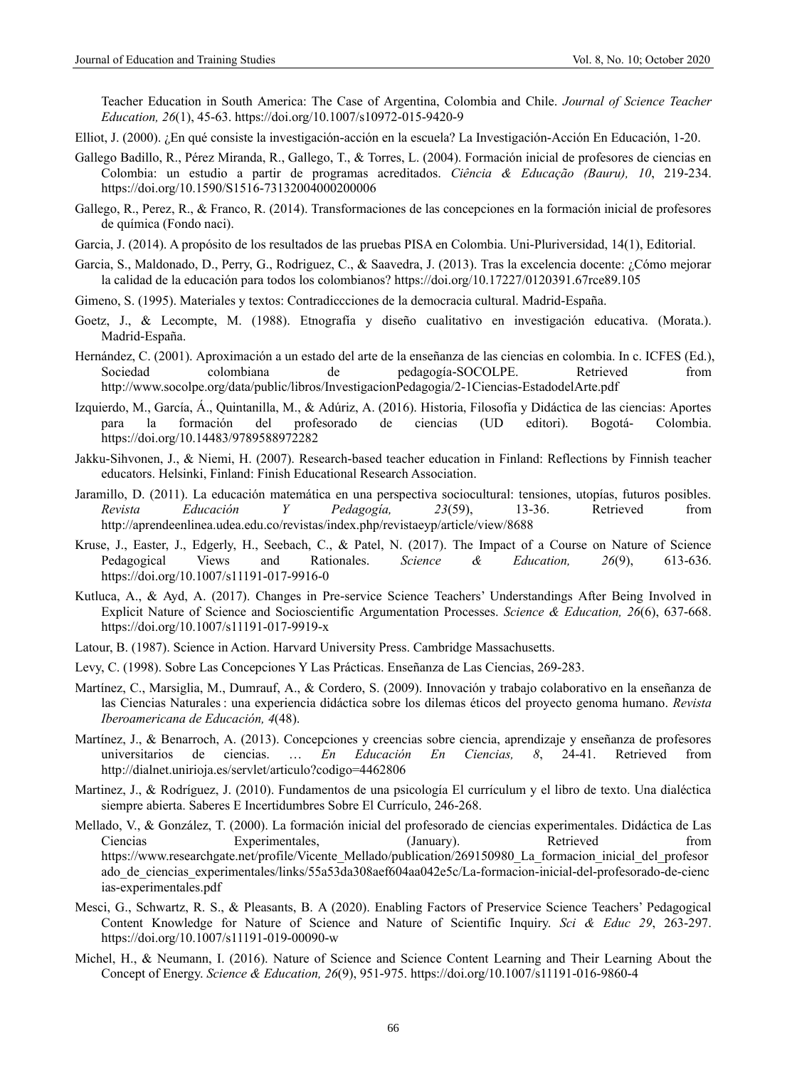Teacher Education in South America: The Case of Argentina, Colombia and Chile. *Journal of Science Teacher Education, 26*(1), 45-63. https://doi.org/10.1007/s10972-015-9420-9

Elliot, J. (2000). ¿En qué consiste la investigación-acción en la escuela? La Investigación-Acción En Educación, 1-20.

Gallego Badillo, R., Pérez Miranda, R., Gallego, T., & Torres, L. (2004). Formación inicial de profesores de ciencias en Colombia: un estudio a partir de programas acreditados. *Ciência & Educação (Bauru), 10*, 219-234. https://doi.org/10.1590/S1516-73132004000200006

Gallego, R., Perez, R., & Franco, R. (2014). Transformaciones de las concepciones en la formación inicial de profesores de química (Fondo naci).

Garcia, J. (2014). A propósito de los resultados de las pruebas PISA en Colombia. Uni-Pluriversidad, 14(1), Editorial.

Garcia, S., Maldonado, D., Perry, G., Rodriguez, C., & Saavedra, J. (2013). Tras la excelencia docente: ¿Cómo mejorar la calidad de la educación para todos los colombianos? https://doi.org/10.17227/0120391.67rce89.105

Gimeno, S. (1995). Materiales y textos: Contradiccciones de la democracia cultural. Madrid-España.

Goetz, J., & Lecompte, M. (1988). Etnografía y diseño cualitativo en investigación educativa. (Morata.). Madrid-España.

Hernández, C. (2001). Aproximación a un estado del arte de la enseñanza de las ciencias en colombia. In c. ICFES (Ed.), Sociedad colombiana de pedagogía-SOCOLPE. Retrieved from http://www.socolpe.org/data/public/libros/InvestigacionPedagogia/2-1Ciencias-EstadodelArte.pdf

Izquierdo, M., García, Á., Quintanilla, M., & Adúriz, A. (2016). Historia, Filosofía y Didáctica de las ciencias: Aportes para la formación del profesorado de ciencias (UD editori). Bogotá- Colombia. https://doi.org/10.14483/9789588972282

Jakku-Sihvonen, J., & Niemi, H. (2007). Research-based teacher education in Finland: Reflections by Finnish teacher educators. Helsinki, Finland: Finish Educational Research Association.

Jaramillo, D. (2011). La educación matemática en una perspectiva sociocultural: tensiones, utopías, futuros posibles. *Revista Educación Y Pedagogía, 23*(59), 13-36. Retrieved from http://aprendeenlinea.udea.edu.co/revistas/index.php/revistaeyp/article/view/8688

Kruse, J., Easter, J., Edgerly, H., Seebach, C., & Patel, N. (2017). The Impact of a Course on Nature of Science Pedagogical Views and Rationales. *Science & Education, 26*(9), 613-636. https://doi.org/10.1007/s11191-017-9916-0

Kutluca, A., & Ayd, A. (2017). Changes in Pre-service Science Teachers' Understandings After Being Involved in Explicit Nature of Science and Socioscientific Argumentation Processes. *Science & Education, 26*(6), 637-668. https://doi.org/10.1007/s11191-017-9919-x

Latour, B. (1987). Science in Action. Harvard University Press. Cambridge Massachusetts.

Levy, C. (1998). Sobre Las Concepciones Y Las Prácticas. Enseñanza de Las Ciencias, 269-283.

Martínez, C., Marsiglia, M., Dumrauf, A., & Cordero, S. (2009). Innovación y trabajo colaborativo en la enseñanza de las Ciencias Naturales : una experiencia didáctica sobre los dilemas éticos del proyecto genoma humano. *Revista Iberoamericana de Educación, 4*(48).

Martínez, J., & Benarroch, A. (2013). Concepciones y creencias sobre ciencia, aprendizaje y enseñanza de profesores universitarios de ciencias. … *En Educación En Ciencias, 8*, 24-41. Retrieved from http://dialnet.unirioja.es/servlet/articulo?codigo=4462806

Martinez, J., & Rodríguez, J. (2010). Fundamentos de una psicología El currículum y el libro de texto. Una dialéctica siempre abierta. Saberes E Incertidumbres Sobre El Currículo, 246-268.

Mellado, V., & González, T. (2000). La formación inicial del profesorado de ciencias experimentales. Didáctica de Las Ciencias Experimentales, (January). Retrieved from https://www.researchgate.net/profile/Vicente_Mellado/publication/269150980_La_formacion_inicial_del_profesorado_de_ciencias_experimentales/links/55a53da308aef604aa042e5c/La-formacion-inicial-del-profesorado-de-ciencias-experimentales.pdf

Mesci, G., Schwartz, R. S., & Pleasants, B. A (2020). Enabling Factors of Preservice Science Teachers' Pedagogical Content Knowledge for Nature of Science and Nature of Scientific Inquiry. *Sci & Educ 29*, 263-297. https://doi.org/10.1007/s11191-019-00090-w

Michel, H., & Neumann, I. (2016). Nature of Science and Science Content Learning and Their Learning About the Concept of Energy. *Science & Education, 26*(9), 951-975. https://doi.org/10.1007/s11191-016-9860-4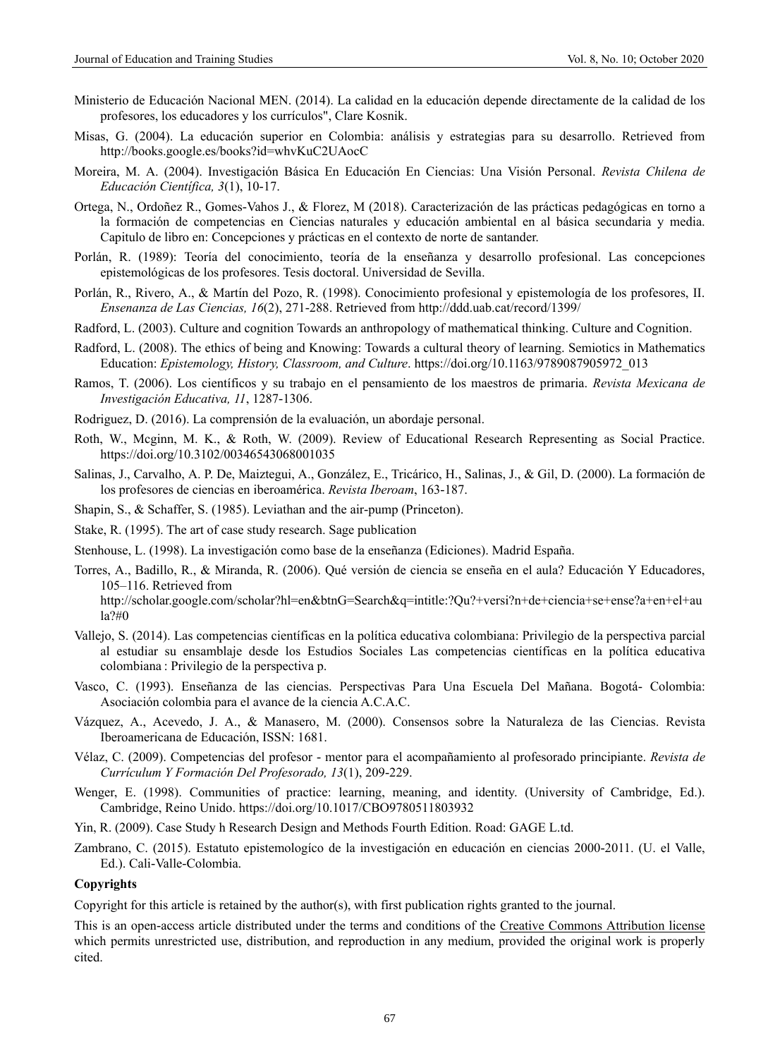Ministerio de Educación Nacional MEN. (2014). La calidad en la educación depende directamente de la calidad de los profesores, los educadores y los currículos", Clare Kosnik.

Misas, G. (2004). La educación superior en Colombia: análisis y estrategias para su desarrollo. Retrieved from http://books.google.es/books?id=whvKuC2UAocC

Moreira, M. A. (2004). Investigación Básica En Educación En Ciencias: Una Visión Personal. *Revista Chilena de Educación Científica, 3*(1), 10-17.

Ortega, N., Ordoñez R., Gomes-Vahos J., & Florez, M (2018). Caracterización de las prácticas pedagógicas en torno a la formación de competencias en Ciencias naturales y educación ambiental en al básica secundaria y media. Capitulo de libro en: Concepciones y prácticas en el contexto de norte de santander.

Porlán, R. (1989): Teoría del conocimiento, teoría de la enseñanza y desarrollo profesional. Las concepciones epistemológicas de los profesores. Tesis doctoral. Universidad de Sevilla.

Porlán, R., Rivero, A., & Martín del Pozo, R. (1998). Conocimiento profesional y epistemología de los profesores, II. *Ensenanza de Las Ciencias, 16*(2), 271-288. Retrieved from http://ddd.uab.cat/record/1399/

Radford, L. (2003). Culture and cognition Towards an anthropology of mathematical thinking. Culture and Cognition.

Radford, L. (2008). The ethics of being and Knowing: Towards a cultural theory of learning. Semiotics in Mathematics Education: *Epistemology, History, Classroom, and Culture*. https://doi.org/10.1163/9789087905972_013

Ramos, T. (2006). Los científicos y su trabajo en el pensamiento de los maestros de primaria. *Revista Mexicana de Investigación Educativa, 11*, 1287-1306.

Rodriguez, D. (2016). La comprensión de la evaluación, un abordaje personal.

Roth, W., Mcginn, M. K., & Roth, W. (2009). Review of Educational Research Representing as Social Practice. https://doi.org/10.3102/00346543068001035

Salinas, J., Carvalho, A. P. De, Maiztegui, A., González, E., Tricárico, H., Salinas, J., & Gil, D. (2000). La formación de los profesores de ciencias en iberoamérica. *Revista Iberoam*, 163-187.

Shapin, S., & Schaffer, S. (1985). Leviathan and the air-pump (Princeton).

Stake, R. (1995). The art of case study research. Sage publication

Stenhouse, L. (1998). La investigación como base de la enseñanza (Ediciones). Madrid España.

Torres, A., Badillo, R., & Miranda, R. (2006). Qué versión de ciencia se enseña en el aula? Educación Y Educadores, 105–116. Retrieved from http://scholar.google.com/scholar?hl=en&btnG=Search&q=intitle:?Qu?+versi?n+de+ciencia+se+ense?a+en+el+aula?#0

Vallejo, S. (2014). Las competencias científicas en la política educativa colombiana: Privilegio de la perspectiva parcial al estudiar su ensamblaje desde los Estudios Sociales Las competencias científicas en la política educativa colombiana : Privilegio de la perspectiva p.

Vasco, C. (1993). Enseñanza de las ciencias. Perspectivas Para Una Escuela Del Mañana. Bogotá- Colombia: Asociación colombia para el avance de la ciencia A.C.A.C.

Vázquez, A., Acevedo, J. A., & Manasero, M. (2000). Consensos sobre la Naturaleza de las Ciencias. Revista Iberoamericana de Educación, ISSN: 1681.

Vélaz, C. (2009). Competencias del profesor - mentor para el acompañamiento al profesorado principiante. *Revista de Currículum Y Formación Del Profesorado, 13*(1), 209-229.

Wenger, E. (1998). Communities of practice: learning, meaning, and identity. (University of Cambridge, Ed.). Cambridge, Reino Unido. https://doi.org/10.1017/CBO9780511803932

Yin, R. (2009). Case Study h Research Design and Methods Fourth Edition. Road: GAGE L.td.

Zambrano, C. (2015). Estatuto epistemologíco de la investigación en educación en ciencias 2000-2011. (U. el Valle, Ed.). Cali-Valle-Colombia.

**Copyrights**

Copyright for this article is retained by the author(s), with first publication rights granted to the journal.

This is an open-access article distributed under the terms and conditions of the Creative Commons Attribution license which permits unrestricted use, distribution, and reproduction in any medium, provided the original work is properly cited.